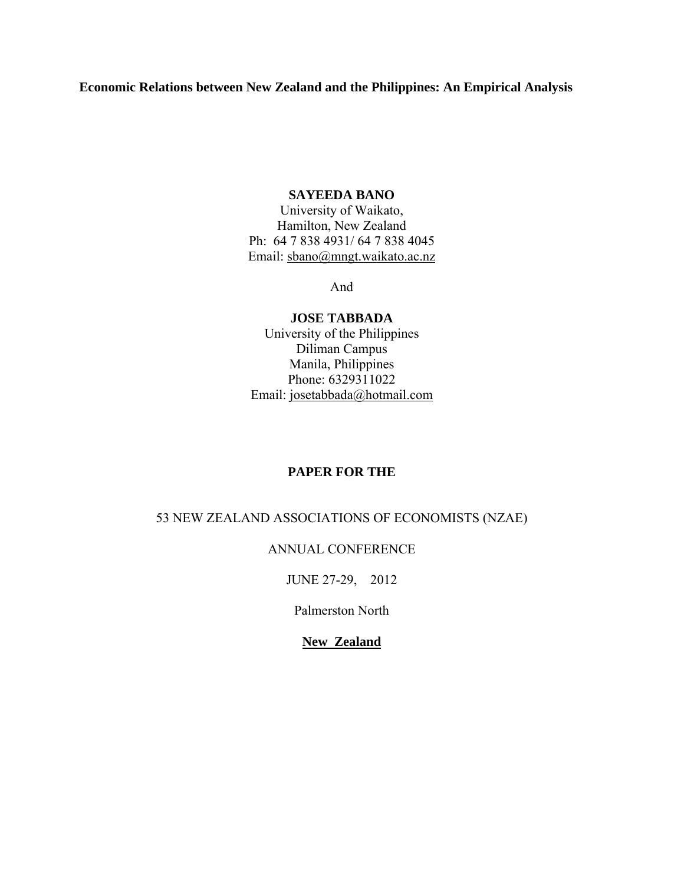# Economic Relations between New Zealand and the Philippines: An Empirical Analysis

**SAYEEDA BANO**
University of Waikato,
Hamilton, New Zealand
Ph: 64 7 838 4931/ 64 7 838 4045
Email: sbano@mngt.waikato.ac.nz

And

**JOSE TABBADA**
University of the Philippines
Diliman Campus
Manila, Philippines
Phone: 6329311022
Email: josetabbada@hotmail.com

**PAPER FOR THE**

53 NEW ZEALAND ASSOCIATIONS OF ECONOMISTS (NZAE)

ANNUAL CONFERENCE

JUNE 27-29, 2012

Palmerston North

**New Zealand**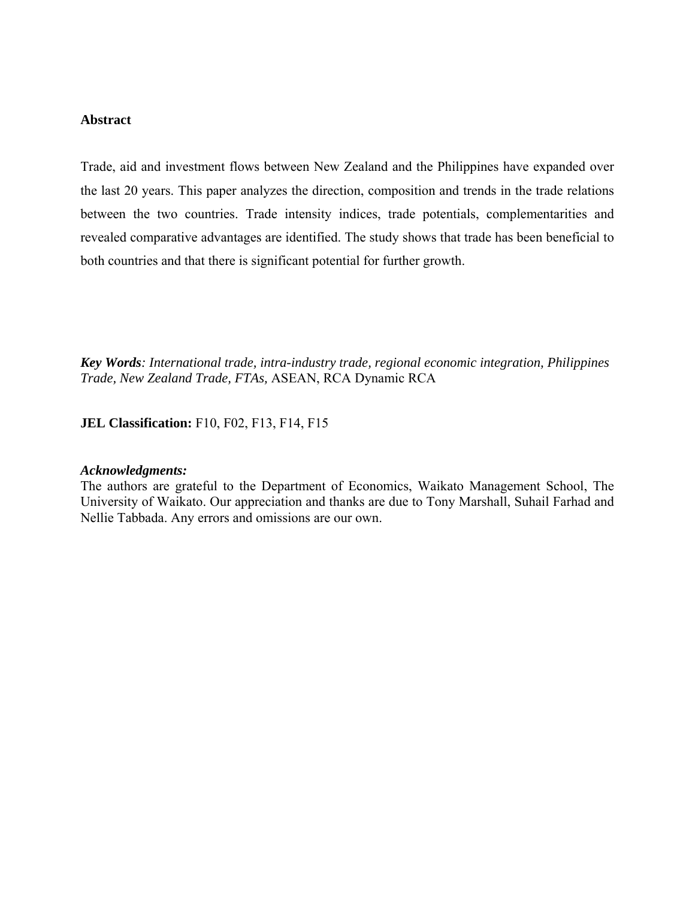**Abstract**

Trade, aid and investment flows between New Zealand and the Philippines have expanded over the last 20 years. This paper analyzes the direction, composition and trends in the trade relations between the two countries. Trade intensity indices, trade potentials, complementarities and revealed comparative advantages are identified. The study shows that trade has been beneficial to both countries and that there is significant potential for further growth.

***Key Words****: International trade, intra-industry trade, regional economic integration, Philippines Trade, New Zealand Trade, FTAs,* ASEAN, RCA Dynamic RCA

**JEL Classification:** F10, F02, F13, F14, F15

***Acknowledgments:***

The authors are grateful to the Department of Economics, Waikato Management School, The University of Waikato. Our appreciation and thanks are due to Tony Marshall, Suhail Farhad and Nellie Tabbada. Any errors and omissions are our own.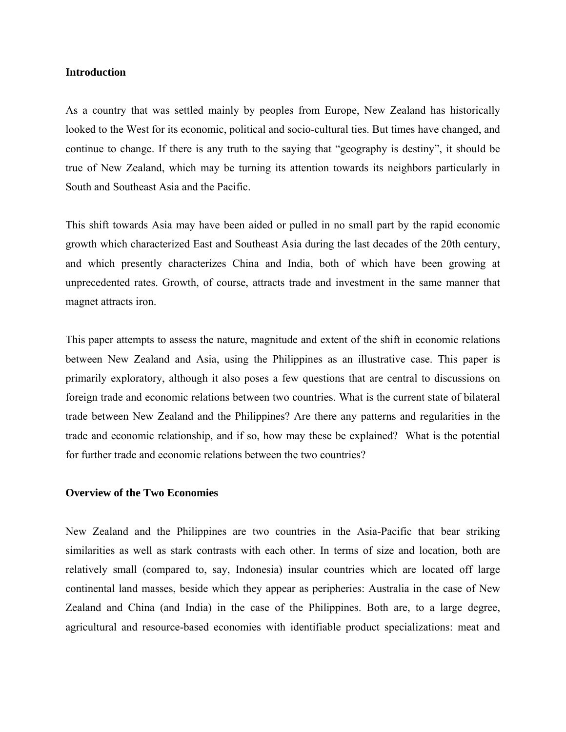## Introduction

As a country that was settled mainly by peoples from Europe, New Zealand has historically looked to the West for its economic, political and socio-cultural ties. But times have changed, and continue to change. If there is any truth to the saying that "geography is destiny", it should be true of New Zealand, which may be turning its attention towards its neighbors particularly in South and Southeast Asia and the Pacific.

This shift towards Asia may have been aided or pulled in no small part by the rapid economic growth which characterized East and Southeast Asia during the last decades of the 20th century, and which presently characterizes China and India, both of which have been growing at unprecedented rates. Growth, of course, attracts trade and investment in the same manner that magnet attracts iron.

This paper attempts to assess the nature, magnitude and extent of the shift in economic relations between New Zealand and Asia, using the Philippines as an illustrative case. This paper is primarily exploratory, although it also poses a few questions that are central to discussions on foreign trade and economic relations between two countries. What is the current state of bilateral trade between New Zealand and the Philippines? Are there any patterns and regularities in the trade and economic relationship, and if so, how may these be explained? What is the potential for further trade and economic relations between the two countries?

## Overview of the Two Economies

New Zealand and the Philippines are two countries in the Asia-Pacific that bear striking similarities as well as stark contrasts with each other. In terms of size and location, both are relatively small (compared to, say, Indonesia) insular countries which are located off large continental land masses, beside which they appear as peripheries: Australia in the case of New Zealand and China (and India) in the case of the Philippines. Both are, to a large degree, agricultural and resource-based economies with identifiable product specializations: meat and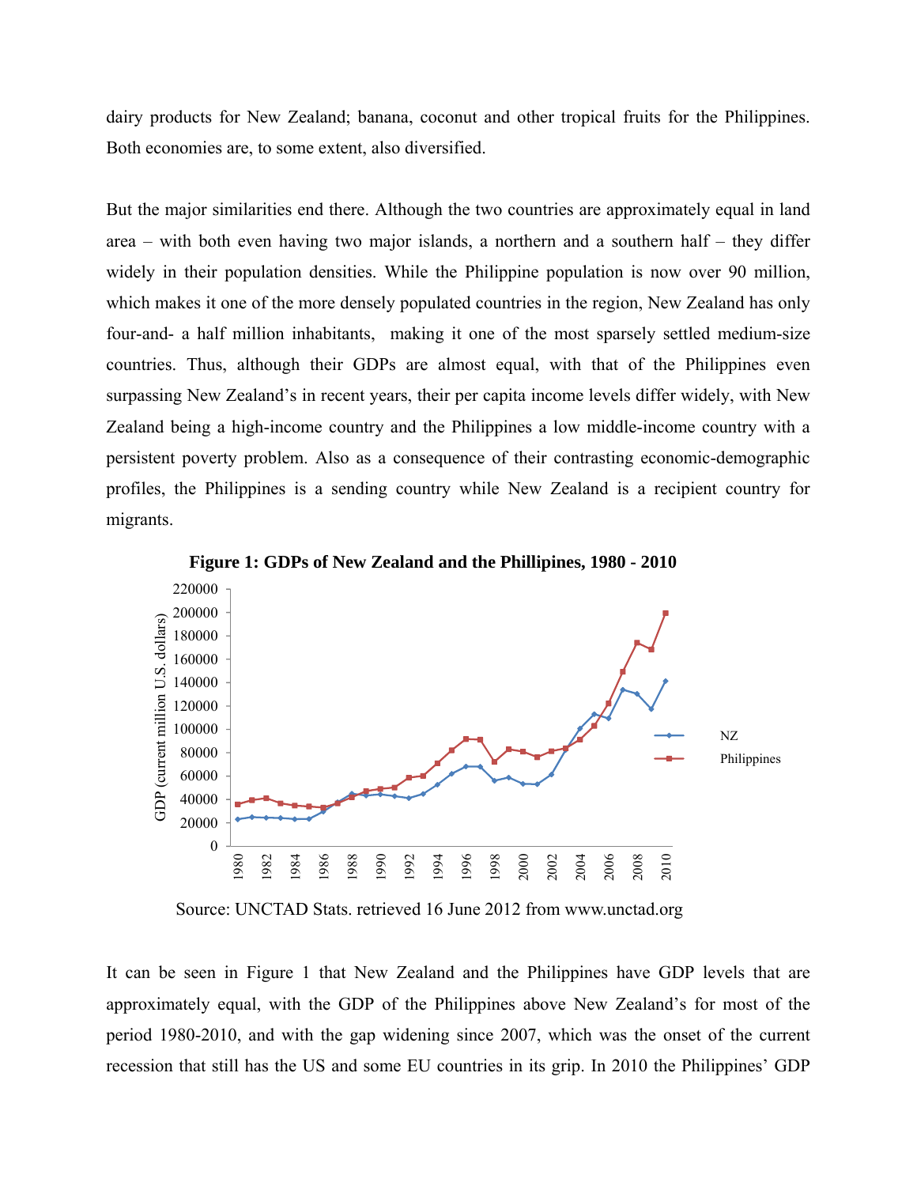dairy products for New Zealand; banana, coconut and other tropical fruits for the Philippines. Both economies are, to some extent, also diversified.

But the major similarities end there. Although the two countries are approximately equal in land area – with both even having two major islands, a northern and a southern half – they differ widely in their population densities. While the Philippine population is now over 90 million, which makes it one of the more densely populated countries in the region, New Zealand has only four-and- a half million inhabitants, making it one of the most sparsely settled medium-size countries. Thus, although their GDPs are almost equal, with that of the Philippines even surpassing New Zealand's in recent years, their per capita income levels differ widely, with New Zealand being a high-income country and the Philippines a low middle-income country with a persistent poverty problem. Also as a consequence of their contrasting economic-demographic profiles, the Philippines is a sending country while New Zealand is a recipient country for migrants.

**Figure 1: GDPs of New Zealand and the Phillipines, 1980 - 2010**

Source: UNCTAD Stats. retrieved 16 June 2012 from www.unctad.org

It can be seen in Figure 1 that New Zealand and the Philippines have GDP levels that are approximately equal, with the GDP of the Philippines above New Zealand's for most of the period 1980-2010, and with the gap widening since 2007, which was the onset of the current recession that still has the US and some EU countries in its grip. In 2010 the Philippines' GDP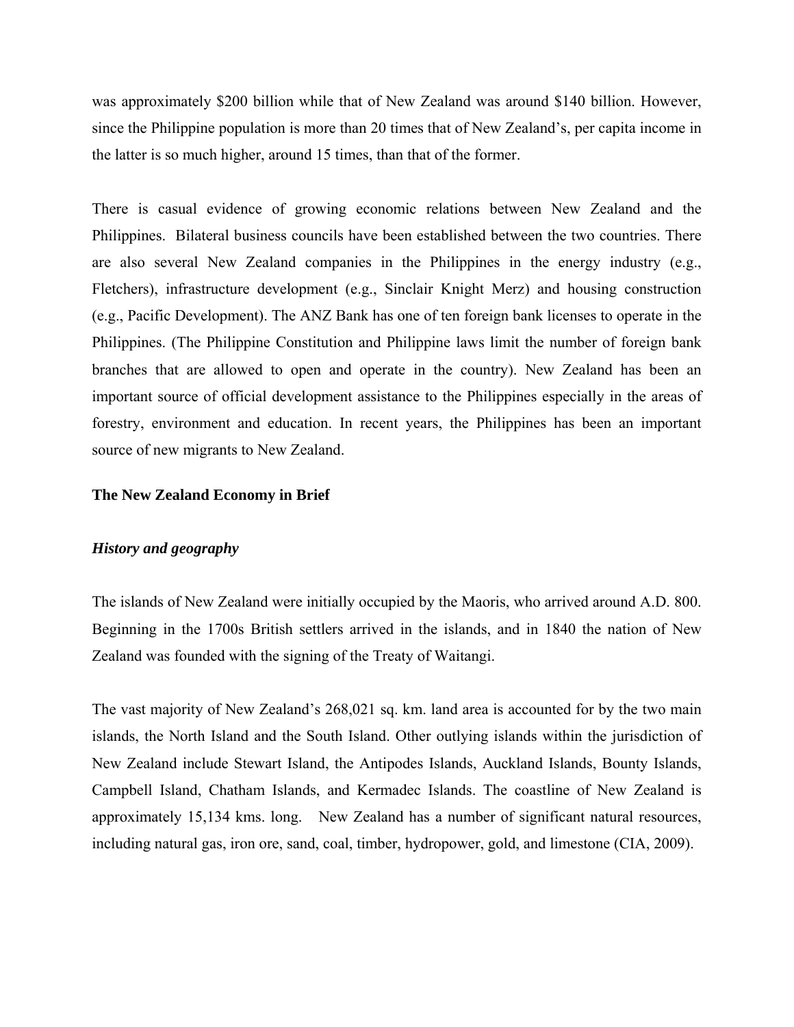was approximately $200 billion while that of New Zealand was around $140 billion. However, since the Philippine population is more than 20 times that of New Zealand's, per capita income in the latter is so much higher, around 15 times, than that of the former.

There is casual evidence of growing economic relations between New Zealand and the Philippines. Bilateral business councils have been established between the two countries. There are also several New Zealand companies in the Philippines in the energy industry (e.g., Fletchers), infrastructure development (e.g., Sinclair Knight Merz) and housing construction (e.g., Pacific Development). The ANZ Bank has one of ten foreign bank licenses to operate in the Philippines. (The Philippine Constitution and Philippine laws limit the number of foreign bank branches that are allowed to open and operate in the country). New Zealand has been an important source of official development assistance to the Philippines especially in the areas of forestry, environment and education. In recent years, the Philippines has been an important source of new migrants to New Zealand.

## The New Zealand Economy in Brief

### *History and geography*

The islands of New Zealand were initially occupied by the Maoris, who arrived around A.D. 800. Beginning in the 1700s British settlers arrived in the islands, and in 1840 the nation of New Zealand was founded with the signing of the Treaty of Waitangi.

The vast majority of New Zealand's 268,021 sq. km. land area is accounted for by the two main islands, the North Island and the South Island. Other outlying islands within the jurisdiction of New Zealand include Stewart Island, the Antipodes Islands, Auckland Islands, Bounty Islands, Campbell Island, Chatham Islands, and Kermadec Islands. The coastline of New Zealand is approximately 15,134 kms. long. New Zealand has a number of significant natural resources, including natural gas, iron ore, sand, coal, timber, hydropower, gold, and limestone (CIA, 2009).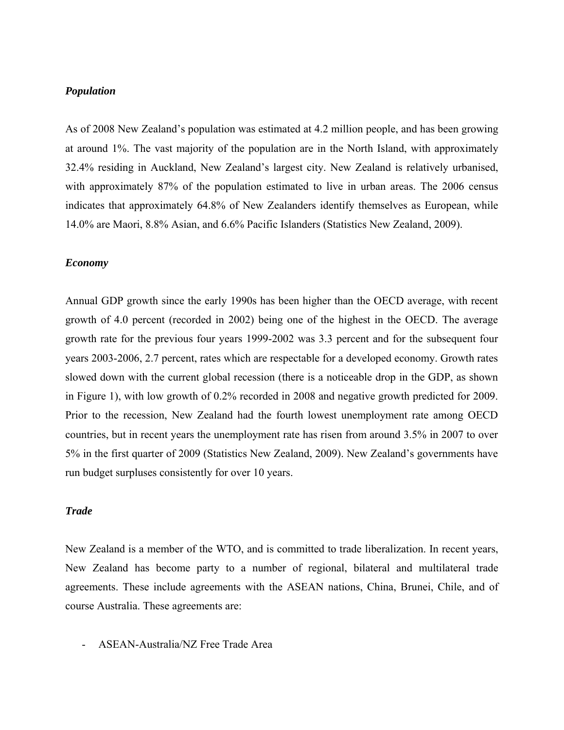***Population***

As of 2008 New Zealand's population was estimated at 4.2 million people, and has been growing at around 1%. The vast majority of the population are in the North Island, with approximately 32.4% residing in Auckland, New Zealand's largest city. New Zealand is relatively urbanised, with approximately 87% of the population estimated to live in urban areas. The 2006 census indicates that approximately 64.8% of New Zealanders identify themselves as European, while 14.0% are Maori, 8.8% Asian, and 6.6% Pacific Islanders (Statistics New Zealand, 2009).

***Economy***

Annual GDP growth since the early 1990s has been higher than the OECD average, with recent growth of 4.0 percent (recorded in 2002) being one of the highest in the OECD. The average growth rate for the previous four years 1999-2002 was 3.3 percent and for the subsequent four years 2003-2006, 2.7 percent, rates which are respectable for a developed economy. Growth rates slowed down with the current global recession (there is a noticeable drop in the GDP, as shown in Figure 1), with low growth of 0.2% recorded in 2008 and negative growth predicted for 2009. Prior to the recession, New Zealand had the fourth lowest unemployment rate among OECD countries, but in recent years the unemployment rate has risen from around 3.5% in 2007 to over 5% in the first quarter of 2009 (Statistics New Zealand, 2009). New Zealand's governments have run budget surpluses consistently for over 10 years.

***Trade***

New Zealand is a member of the WTO, and is committed to trade liberalization. In recent years, New Zealand has become party to a number of regional, bilateral and multilateral trade agreements. These include agreements with the ASEAN nations, China, Brunei, Chile, and of course Australia. These agreements are:

- ASEAN-Australia/NZ Free Trade Area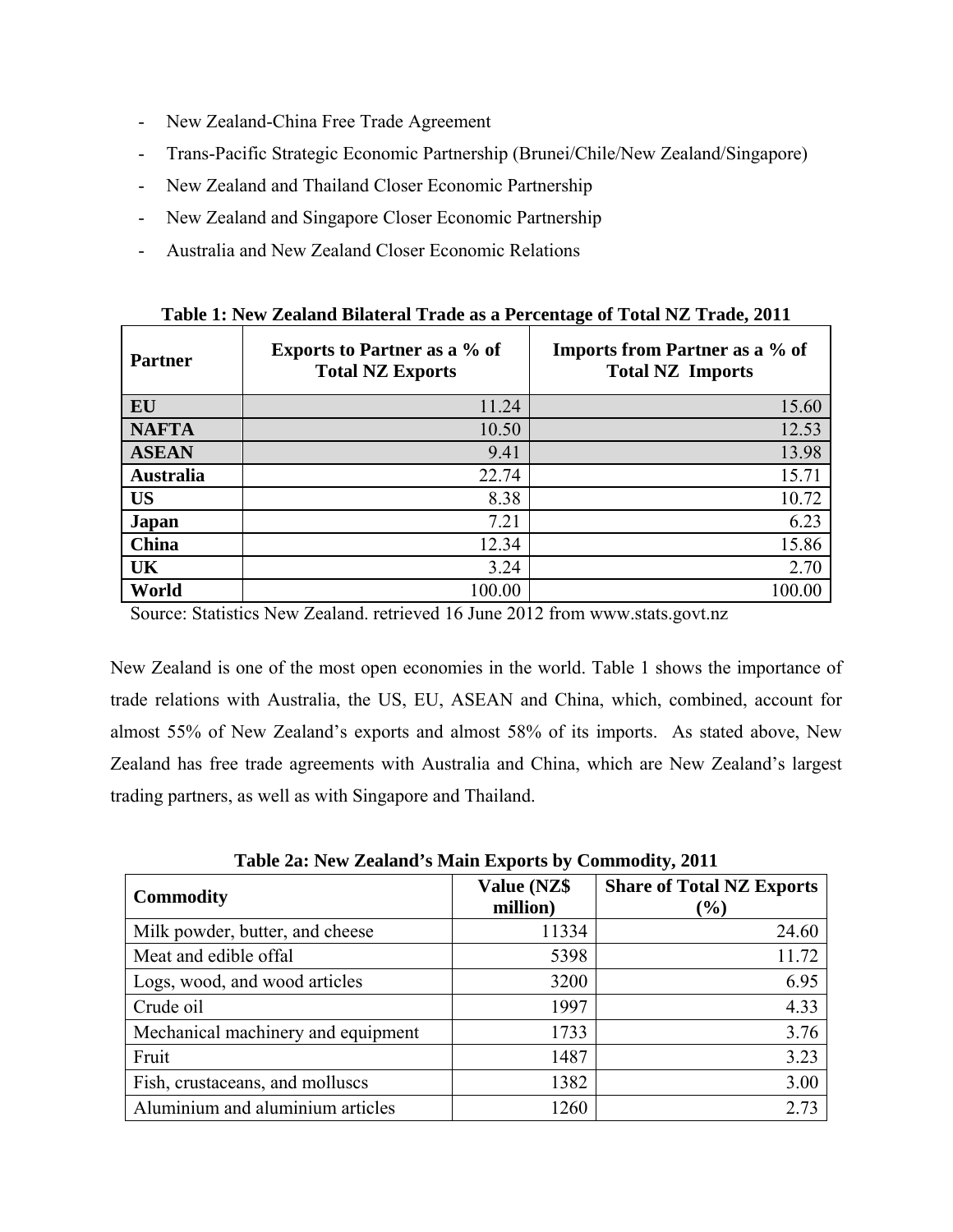- New Zealand-China Free Trade Agreement
- Trans-Pacific Strategic Economic Partnership (Brunei/Chile/New Zealand/Singapore)
- New Zealand and Thailand Closer Economic Partnership
- New Zealand and Singapore Closer Economic Partnership
- Australia and New Zealand Closer Economic Relations

**Table 1: New Zealand Bilateral Trade as a Percentage of Total NZ Trade, 2011**

| Partner | Exports to Partner as a % of Total NZ Exports | Imports from Partner as a % of Total NZ Imports |
|---|---|---|
| **EU** | 11.24 | 15.60 |
| **NAFTA** | 10.50 | 12.53 |
| **ASEAN** | 9.41 | 13.98 |
| **Australia** | 22.74 | 15.71 |
| **US** | 8.38 | 10.72 |
| **Japan** | 7.21 | 6.23 |
| **China** | 12.34 | 15.86 |
| **UK** | 3.24 | 2.70 |
| **World** | 100.00 | 100.00 |

Source: Statistics New Zealand. retrieved 16 June 2012 from www.stats.govt.nz

New Zealand is one of the most open economies in the world. Table 1 shows the importance of trade relations with Australia, the US, EU, ASEAN and China, which, combined, account for almost 55% of New Zealand's exports and almost 58% of its imports. As stated above, New Zealand has free trade agreements with Australia and China, which are New Zealand's largest trading partners, as well as with Singapore and Thailand.

**Table 2a: New Zealand's Main Exports by Commodity, 2011**

| Commodity | Value (NZ$ million) | Share of Total NZ Exports (%) |
|---|---|---|
| Milk powder, butter, and cheese | 11334 | 24.60 |
| Meat and edible offal | 5398 | 11.72 |
| Logs, wood, and wood articles | 3200 | 6.95 |
| Crude oil | 1997 | 4.33 |
| Mechanical machinery and equipment | 1733 | 3.76 |
| Fruit | 1487 | 3.23 |
| Fish, crustaceans, and molluscs | 1382 | 3.00 |
| Aluminium and aluminium articles | 1260 | 2.73 |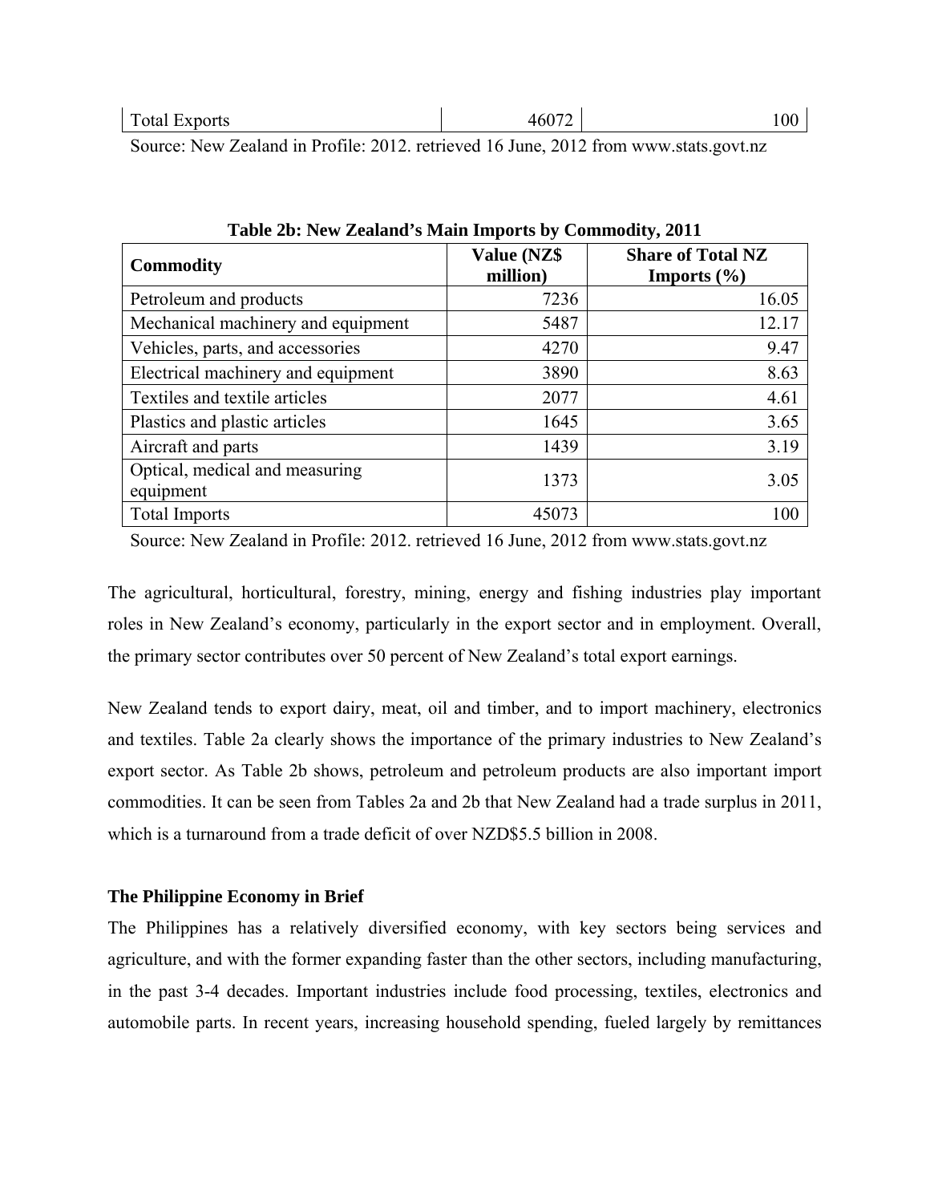| Total Exports | 46072 | 100 |
|---|---|---|

Source: New Zealand in Profile: 2012. retrieved 16 June, 2012 from www.stats.govt.nz

**Table 2b: New Zealand's Main Imports by Commodity, 2011**

| Commodity | Value (NZ$ million) | Share of Total NZ Imports (%) |
|---|---|---|
| Petroleum and products | 7236 | 16.05 |
| Mechanical machinery and equipment | 5487 | 12.17 |
| Vehicles, parts, and accessories | 4270 | 9.47 |
| Electrical machinery and equipment | 3890 | 8.63 |
| Textiles and textile articles | 2077 | 4.61 |
| Plastics and plastic articles | 1645 | 3.65 |
| Aircraft and parts | 1439 | 3.19 |
| Optical, medical and measuring equipment | 1373 | 3.05 |
| Total Imports | 45073 | 100 |

Source: New Zealand in Profile: 2012. retrieved 16 June, 2012 from www.stats.govt.nz

The agricultural, horticultural, forestry, mining, energy and fishing industries play important roles in New Zealand's economy, particularly in the export sector and in employment. Overall, the primary sector contributes over 50 percent of New Zealand's total export earnings.

New Zealand tends to export dairy, meat, oil and timber, and to import machinery, electronics and textiles. Table 2a clearly shows the importance of the primary industries to New Zealand's export sector. As Table 2b shows, petroleum and petroleum products are also important import commodities. It can be seen from Tables 2a and 2b that New Zealand had a trade surplus in 2011, which is a turnaround from a trade deficit of over NZD$5.5 billion in 2008.

**The Philippine Economy in Brief**

The Philippines has a relatively diversified economy, with key sectors being services and agriculture, and with the former expanding faster than the other sectors, including manufacturing, in the past 3-4 decades. Important industries include food processing, textiles, electronics and automobile parts. In recent years, increasing household spending, fueled largely by remittances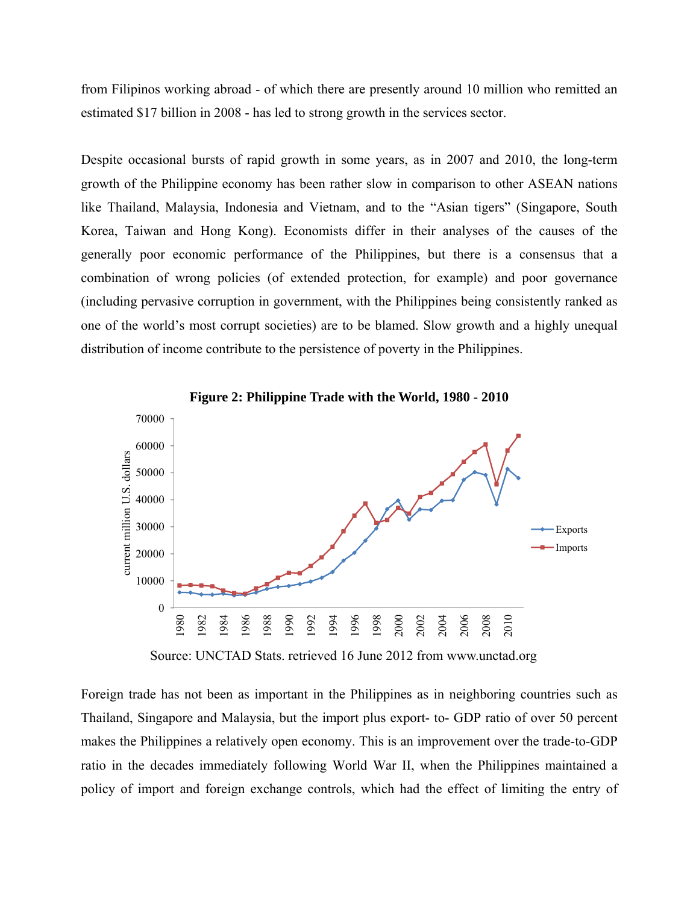from Filipinos working abroad - of which there are presently around 10 million who remitted an estimated $17 billion in 2008 - has led to strong growth in the services sector.

Despite occasional bursts of rapid growth in some years, as in 2007 and 2010, the long-term growth of the Philippine economy has been rather slow in comparison to other ASEAN nations like Thailand, Malaysia, Indonesia and Vietnam, and to the "Asian tigers" (Singapore, South Korea, Taiwan and Hong Kong). Economists differ in their analyses of the causes of the generally poor economic performance of the Philippines, but there is a consensus that a combination of wrong policies (of extended protection, for example) and poor governance (including pervasive corruption in government, with the Philippines being consistently ranked as one of the world's most corrupt societies) are to be blamed. Slow growth and a highly unequal distribution of income contribute to the persistence of poverty in the Philippines.

**Figure 2: Philippine Trade with the World, 1980 - 2010**

Source: UNCTAD Stats. retrieved 16 June 2012 from www.unctad.org

Foreign trade has not been as important in the Philippines as in neighboring countries such as Thailand, Singapore and Malaysia, but the import plus export- to- GDP ratio of over 50 percent makes the Philippines a relatively open economy. This is an improvement over the trade-to-GDP ratio in the decades immediately following World War II, when the Philippines maintained a policy of import and foreign exchange controls, which had the effect of limiting the entry of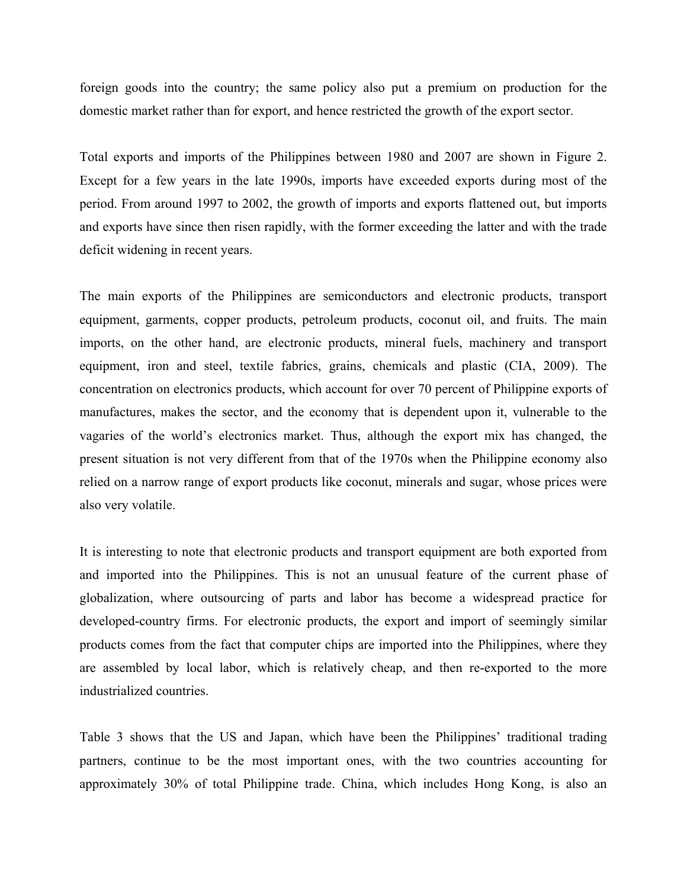foreign goods into the country; the same policy also put a premium on production for the domestic market rather than for export, and hence restricted the growth of the export sector.

Total exports and imports of the Philippines between 1980 and 2007 are shown in Figure 2. Except for a few years in the late 1990s, imports have exceeded exports during most of the period. From around 1997 to 2002, the growth of imports and exports flattened out, but imports and exports have since then risen rapidly, with the former exceeding the latter and with the trade deficit widening in recent years.

The main exports of the Philippines are semiconductors and electronic products, transport equipment, garments, copper products, petroleum products, coconut oil, and fruits. The main imports, on the other hand, are electronic products, mineral fuels, machinery and transport equipment, iron and steel, textile fabrics, grains, chemicals and plastic (CIA, 2009). The concentration on electronics products, which account for over 70 percent of Philippine exports of manufactures, makes the sector, and the economy that is dependent upon it, vulnerable to the vagaries of the world's electronics market. Thus, although the export mix has changed, the present situation is not very different from that of the 1970s when the Philippine economy also relied on a narrow range of export products like coconut, minerals and sugar, whose prices were also very volatile.

It is interesting to note that electronic products and transport equipment are both exported from and imported into the Philippines. This is not an unusual feature of the current phase of globalization, where outsourcing of parts and labor has become a widespread practice for developed-country firms. For electronic products, the export and import of seemingly similar products comes from the fact that computer chips are imported into the Philippines, where they are assembled by local labor, which is relatively cheap, and then re-exported to the more industrialized countries.

Table 3 shows that the US and Japan, which have been the Philippines' traditional trading partners, continue to be the most important ones, with the two countries accounting for approximately 30% of total Philippine trade. China, which includes Hong Kong, is also an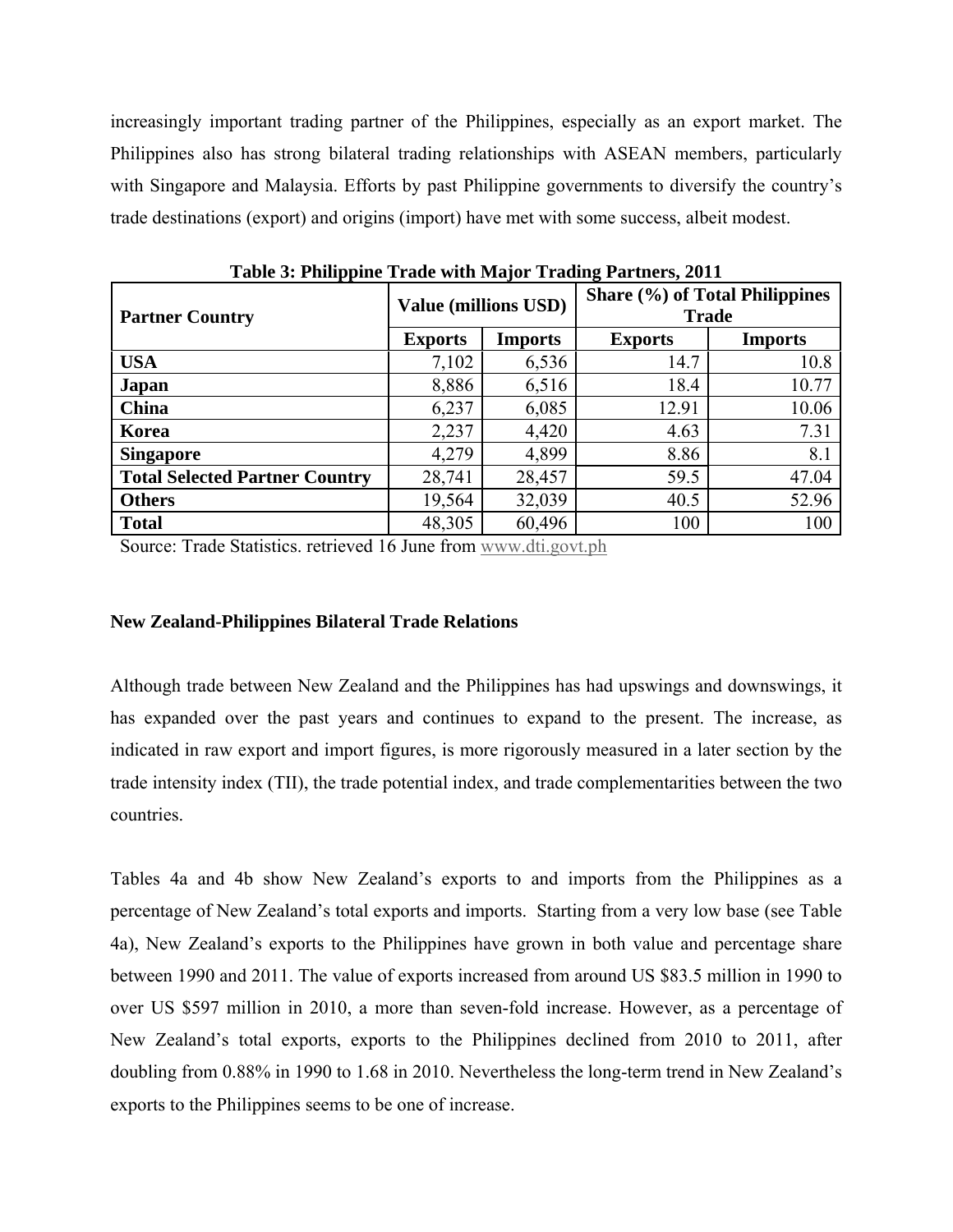increasingly important trading partner of the Philippines, especially as an export market. The Philippines also has strong bilateral trading relationships with ASEAN members, particularly with Singapore and Malaysia. Efforts by past Philippine governments to diversify the country's trade destinations (export) and origins (import) have met with some success, albeit modest.

**Table 3: Philippine Trade with Major Trading Partners, 2011**

| Partner Country | Value (millions USD) | | Share (%) of Total Philippines Trade | |
|---|---|---|---|---|
| | Exports | Imports | Exports | Imports |
| **USA** | 7,102 | 6,536 | 14.7 | 10.8 |
| **Japan** | 8,886 | 6,516 | 18.4 | 10.77 |
| **China** | 6,237 | 6,085 | 12.91 | 10.06 |
| **Korea** | 2,237 | 4,420 | 4.63 | 7.31 |
| **Singapore** | 4,279 | 4,899 | 8.86 | 8.1 |
| **Total Selected Partner Country** | 28,741 | 28,457 | 59.5 | 47.04 |
| **Others** | 19,564 | 32,039 | 40.5 | 52.96 |
| **Total** | 48,305 | 60,496 | 100 | 100 |

Source: Trade Statistics. retrieved 16 June from www.dti.govt.ph

**New Zealand-Philippines Bilateral Trade Relations**

Although trade between New Zealand and the Philippines has had upswings and downswings, it has expanded over the past years and continues to expand to the present. The increase, as indicated in raw export and import figures, is more rigorously measured in a later section by the trade intensity index (TII), the trade potential index, and trade complementarities between the two countries.

Tables 4a and 4b show New Zealand's exports to and imports from the Philippines as a percentage of New Zealand's total exports and imports. Starting from a very low base (see Table 4a), New Zealand's exports to the Philippines have grown in both value and percentage share between 1990 and 2011. The value of exports increased from around US $83.5 million in 1990 to over US $597 million in 2010, a more than seven-fold increase. However, as a percentage of New Zealand's total exports, exports to the Philippines declined from 2010 to 2011, after doubling from 0.88% in 1990 to 1.68 in 2010. Nevertheless the long-term trend in New Zealand's exports to the Philippines seems to be one of increase.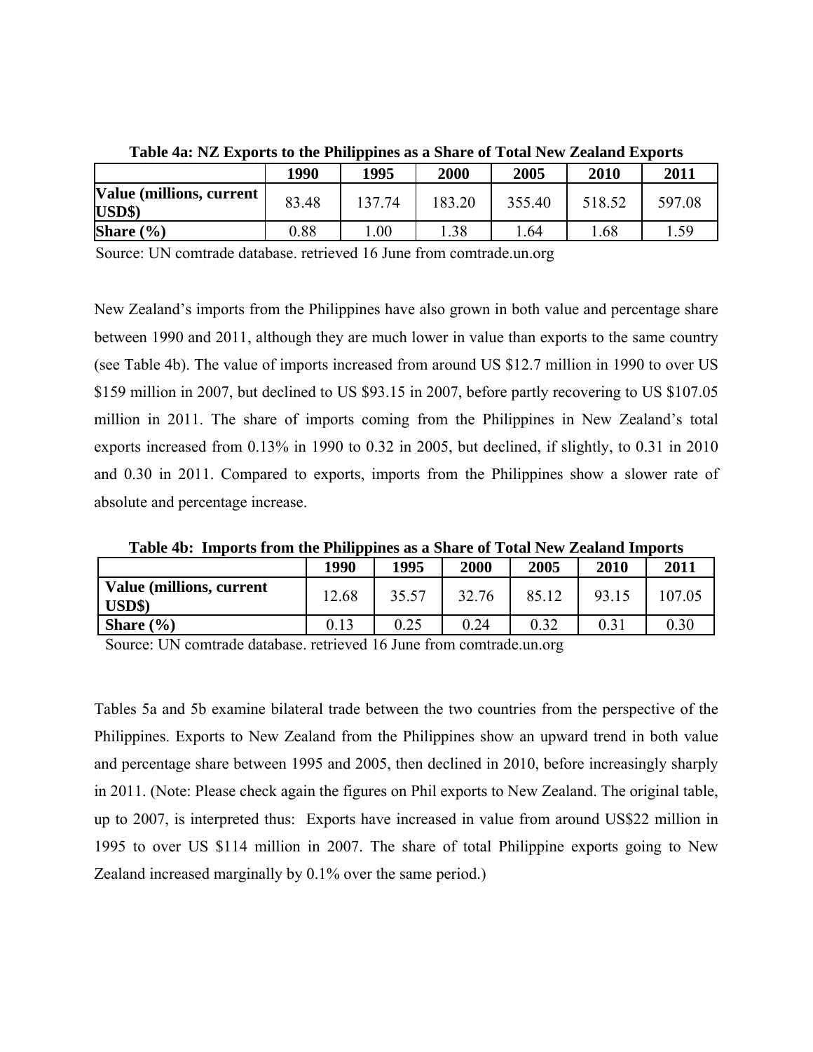**Table 4a: NZ Exports to the Philippines as a Share of Total New Zealand Exports**

| | 1990 | 1995 | 2000 | 2005 | 2010 | 2011 |
|---|---|---|---|---|---|---|
| **Value (millions, current USD$)** | 83.48 | 137.74 | 183.20 | 355.40 | 518.52 | 597.08 |
| **Share (%)** | 0.88 | 1.00 | 1.38 | 1.64 | 1.68 | 1.59 |

Source: UN comtrade database. retrieved 16 June from comtrade.un.org

New Zealand's imports from the Philippines have also grown in both value and percentage share between 1990 and 2011, although they are much lower in value than exports to the same country (see Table 4b). The value of imports increased from around US $12.7 million in 1990 to over US $159 million in 2007, but declined to US $93.15 in 2007, before partly recovering to US $107.05 million in 2011. The share of imports coming from the Philippines in New Zealand's total exports increased from 0.13% in 1990 to 0.32 in 2005, but declined, if slightly, to 0.31 in 2010 and 0.30 in 2011. Compared to exports, imports from the Philippines show a slower rate of absolute and percentage increase.

**Table 4b: Imports from the Philippines as a Share of Total New Zealand Imports**

| | 1990 | 1995 | 2000 | 2005 | 2010 | 2011 |
|---|---|---|---|---|---|---|
| **Value (millions, current USD$)** | 12.68 | 35.57 | 32.76 | 85.12 | 93.15 | 107.05 |
| **Share (%)** | 0.13 | 0.25 | 0.24 | 0.32 | 0.31 | 0.30 |

Source: UN comtrade database. retrieved 16 June from comtrade.un.org

Tables 5a and 5b examine bilateral trade between the two countries from the perspective of the Philippines. Exports to New Zealand from the Philippines show an upward trend in both value and percentage share between 1995 and 2005, then declined in 2010, before increasingly sharply in 2011. (Note: Please check again the figures on Phil exports to New Zealand. The original table, up to 2007, is interpreted thus: Exports have increased in value from around US$22 million in 1995 to over US $114 million in 2007. The share of total Philippine exports going to New Zealand increased marginally by 0.1% over the same period.)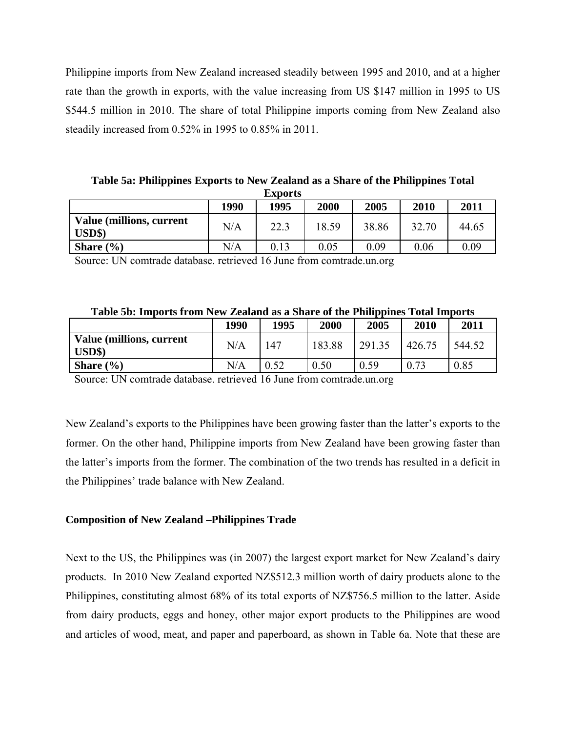Philippine imports from New Zealand increased steadily between 1995 and 2010, and at a higher rate than the growth in exports, with the value increasing from US $147 million in 1995 to US $544.5 million in 2010. The share of total Philippine imports coming from New Zealand also steadily increased from 0.52% in 1995 to 0.85% in 2011.

**Table 5a: Philippines Exports to New Zealand as a Share of the Philippines Total Exports**

| | 1990 | 1995 | 2000 | 2005 | 2010 | 2011 |
|---|---|---|---|---|---|---|
| **Value (millions, current USD$)** | N/A | 22.3 | 18.59 | 38.86 | 32.70 | 44.65 |
| **Share (%)** | N/A | 0.13 | 0.05 | 0.09 | 0.06 | 0.09 |

Source: UN comtrade database. retrieved 16 June from comtrade.un.org

**Table 5b: Imports from New Zealand as a Share of the Philippines Total Imports**

| | 1990 | 1995 | 2000 | 2005 | 2010 | 2011 |
|---|---|---|---|---|---|---|
| **Value (millions, current USD$)** | N/A | 147 | 183.88 | 291.35 | 426.75 | 544.52 |
| **Share (%)** | N/A | 0.52 | 0.50 | 0.59 | 0.73 | 0.85 |

Source: UN comtrade database. retrieved 16 June from comtrade.un.org

New Zealand's exports to the Philippines have been growing faster than the latter's exports to the former. On the other hand, Philippine imports from New Zealand have been growing faster than the latter's imports from the former. The combination of the two trends has resulted in a deficit in the Philippines' trade balance with New Zealand.

**Composition of New Zealand –Philippines Trade**

Next to the US, the Philippines was (in 2007) the largest export market for New Zealand's dairy products. In 2010 New Zealand exported NZ$512.3 million worth of dairy products alone to the Philippines, constituting almost 68% of its total exports of NZ$756.5 million to the latter. Aside from dairy products, eggs and honey, other major export products to the Philippines are wood and articles of wood, meat, and paper and paperboard, as shown in Table 6a. Note that these are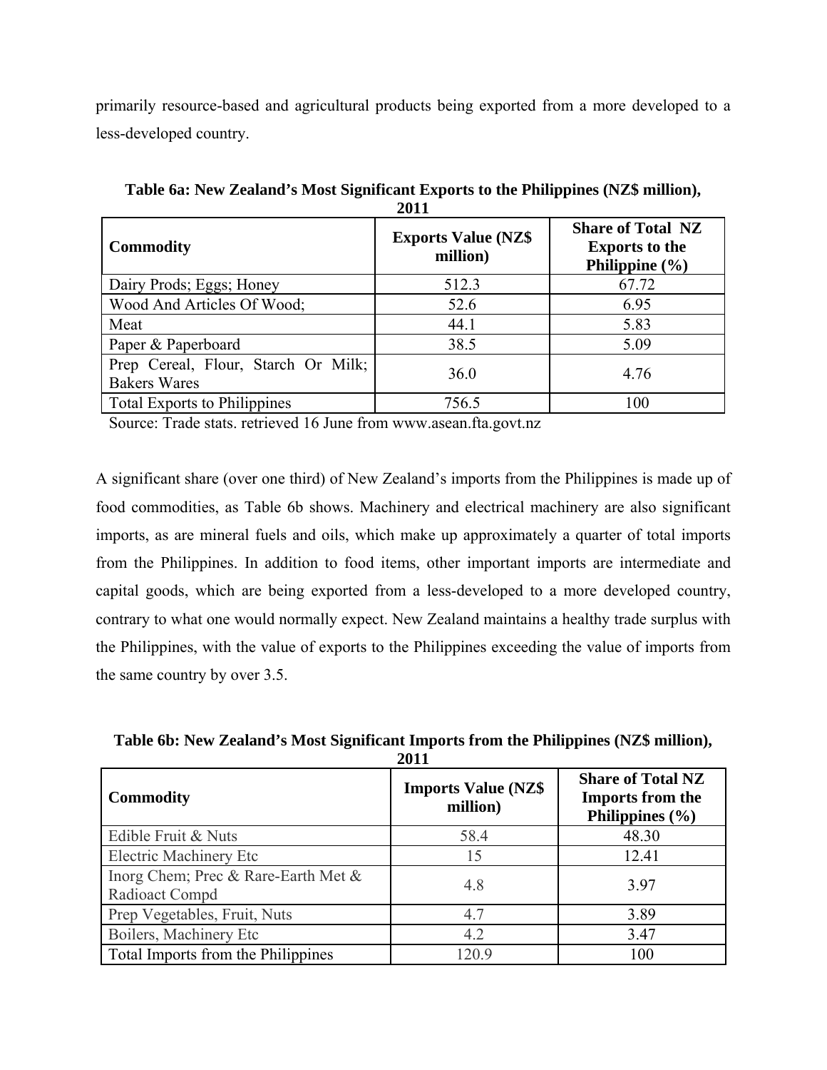primarily resource-based and agricultural products being exported from a more developed to a less-developed country.

**Table 6a: New Zealand's Most Significant Exports to the Philippines (NZ$ million), 2011**

| Commodity | Exports Value (NZ$ million) | Share of Total NZ Exports to the Philippine (%) |
|---|---|---|
| Dairy Prods; Eggs; Honey | 512.3 | 67.72 |
| Wood And Articles Of Wood; | 52.6 | 6.95 |
| Meat | 44.1 | 5.83 |
| Paper & Paperboard | 38.5 | 5.09 |
| Prep Cereal, Flour, Starch Or Milk; Bakers Wares | 36.0 | 4.76 |
| Total Exports to Philippines | 756.5 | 100 |

Source: Trade stats. retrieved 16 June from www.asean.fta.govt.nz

A significant share (over one third) of New Zealand's imports from the Philippines is made up of food commodities, as Table 6b shows. Machinery and electrical machinery are also significant imports, as are mineral fuels and oils, which make up approximately a quarter of total imports from the Philippines. In addition to food items, other important imports are intermediate and capital goods, which are being exported from a less-developed to a more developed country, contrary to what one would normally expect. New Zealand maintains a healthy trade surplus with the Philippines, with the value of exports to the Philippines exceeding the value of imports from the same country by over 3.5.

**Table 6b: New Zealand's Most Significant Imports from the Philippines (NZ$ million), 2011**

| Commodity | Imports Value (NZ$ million) | Share of Total NZ Imports from the Philippines (%) |
|---|---|---|
| Edible Fruit & Nuts | 58.4 | 48.30 |
| Electric Machinery Etc | 15 | 12.41 |
| Inorg Chem; Prec & Rare-Earth Met & Radioact Compd | 4.8 | 3.97 |
| Prep Vegetables, Fruit, Nuts | 4.7 | 3.89 |
| Boilers, Machinery Etc | 4.2 | 3.47 |
| Total Imports from the Philippines | 120.9 | 100 |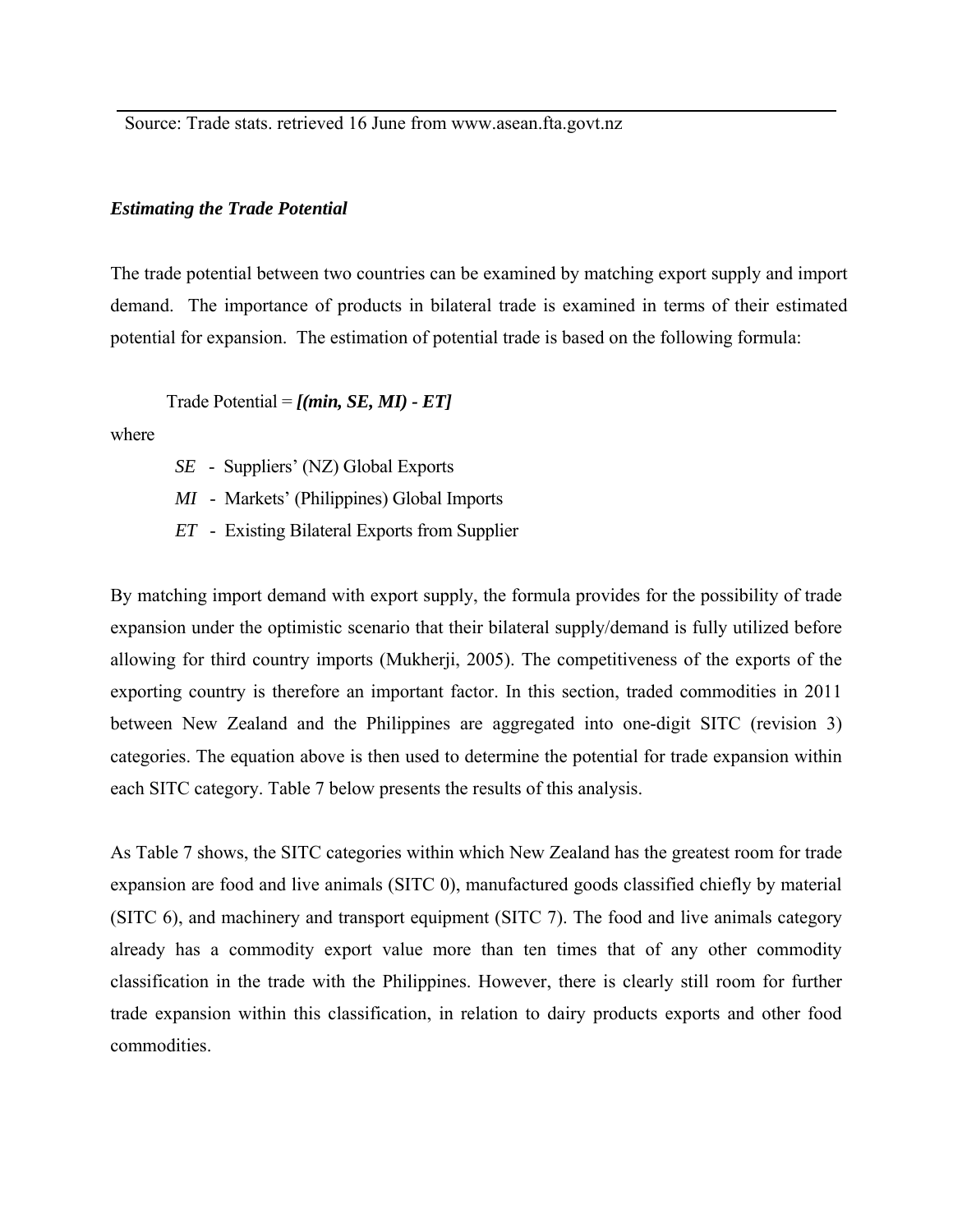Source: Trade stats. retrieved 16 June from www.asean.fta.govt.nz

***Estimating the Trade Potential***

The trade potential between two countries can be examined by matching export supply and import demand. The importance of products in bilateral trade is examined in terms of their estimated potential for expansion. The estimation of potential trade is based on the following formula:

Trade Potential = ***[(min, SE, MI) - ET]***

where

*SE* - Suppliers' (NZ) Global Exports

*MI* - Markets' (Philippines) Global Imports

*ET* - Existing Bilateral Exports from Supplier

By matching import demand with export supply, the formula provides for the possibility of trade expansion under the optimistic scenario that their bilateral supply/demand is fully utilized before allowing for third country imports (Mukherji, 2005). The competitiveness of the exports of the exporting country is therefore an important factor. In this section, traded commodities in 2011 between New Zealand and the Philippines are aggregated into one-digit SITC (revision 3) categories. The equation above is then used to determine the potential for trade expansion within each SITC category. Table 7 below presents the results of this analysis.

As Table 7 shows, the SITC categories within which New Zealand has the greatest room for trade expansion are food and live animals (SITC 0), manufactured goods classified chiefly by material (SITC 6), and machinery and transport equipment (SITC 7). The food and live animals category already has a commodity export value more than ten times that of any other commodity classification in the trade with the Philippines. However, there is clearly still room for further trade expansion within this classification, in relation to dairy products exports and other food commodities.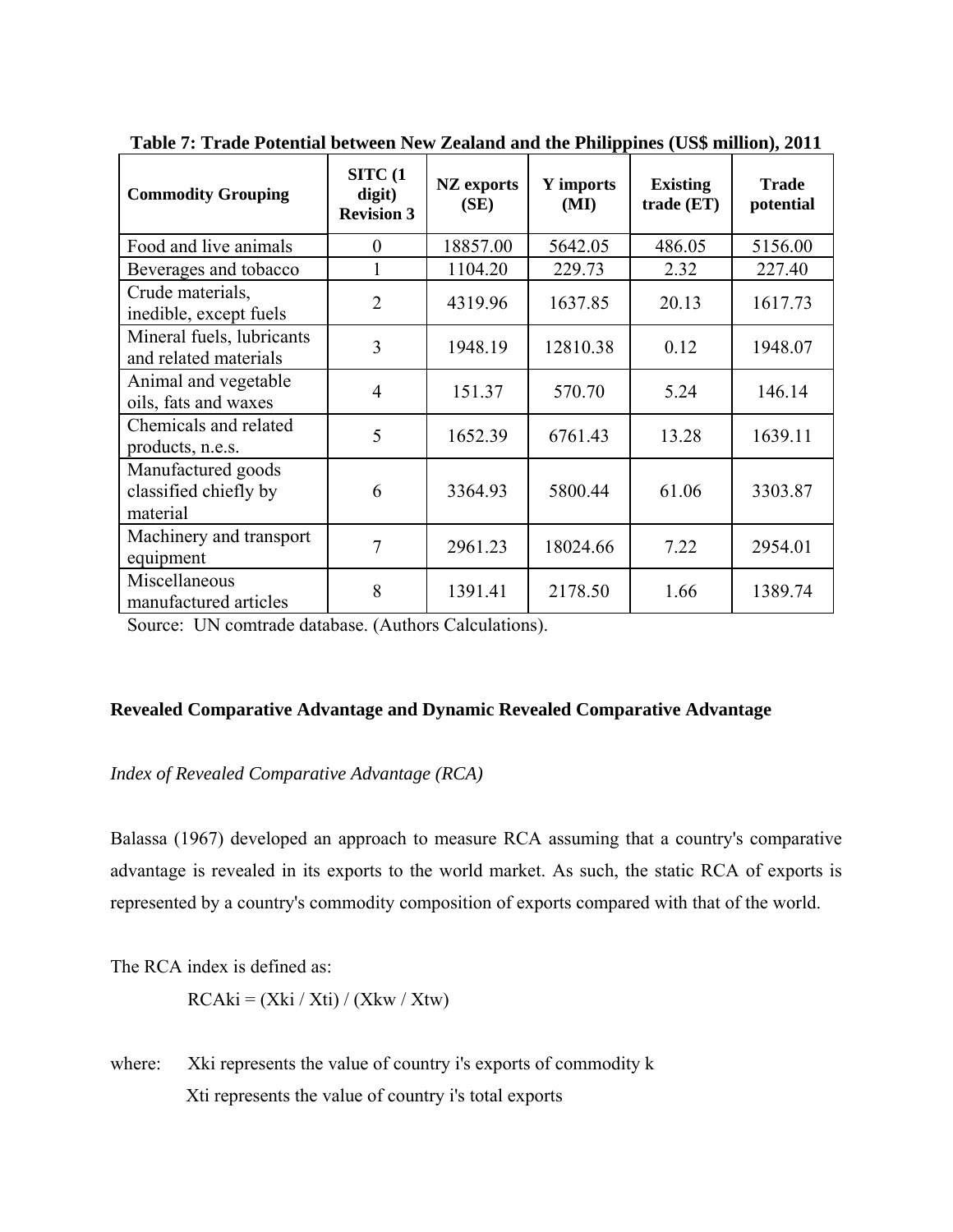**Table 7: Trade Potential between New Zealand and the Philippines (US$ million), 2011**

| Commodity Grouping | SITC (1 digit) Revision 3 | NZ exports (SE) | Y imports (MI) | Existing trade (ET) | Trade potential |
|---|---|---|---|---|---|
| Food and live animals | 0 | 18857.00 | 5642.05 | 486.05 | 5156.00 |
| Beverages and tobacco | 1 | 1104.20 | 229.73 | 2.32 | 227.40 |
| Crude materials, inedible, except fuels | 2 | 4319.96 | 1637.85 | 20.13 | 1617.73 |
| Mineral fuels, lubricants and related materials | 3 | 1948.19 | 12810.38 | 0.12 | 1948.07 |
| Animal and vegetable oils, fats and waxes | 4 | 151.37 | 570.70 | 5.24 | 146.14 |
| Chemicals and related products, n.e.s. | 5 | 1652.39 | 6761.43 | 13.28 | 1639.11 |
| Manufactured goods classified chiefly by material | 6 | 3364.93 | 5800.44 | 61.06 | 3303.87 |
| Machinery and transport equipment | 7 | 2961.23 | 18024.66 | 7.22 | 2954.01 |
| Miscellaneous manufactured articles | 8 | 1391.41 | 2178.50 | 1.66 | 1389.74 |

Source: UN comtrade database. (Authors Calculations).

## Revealed Comparative Advantage and Dynamic Revealed Comparative Advantage

*Index of Revealed Comparative Advantage (RCA)*

Balassa (1967) developed an approach to measure RCA assuming that a country's comparative advantage is revealed in its exports to the world market. As such, the static RCA of exports is represented by a country's commodity composition of exports compared with that of the world.

The RCA index is defined as:

$$RCA_{ki} = (X_{ki} / X_{ti}) / (X_{kw} / X_{tw})$$

where: $X_{ki}$ represents the value of country i's exports of commodity k

$X_{ti}$ represents the value of country i's total exports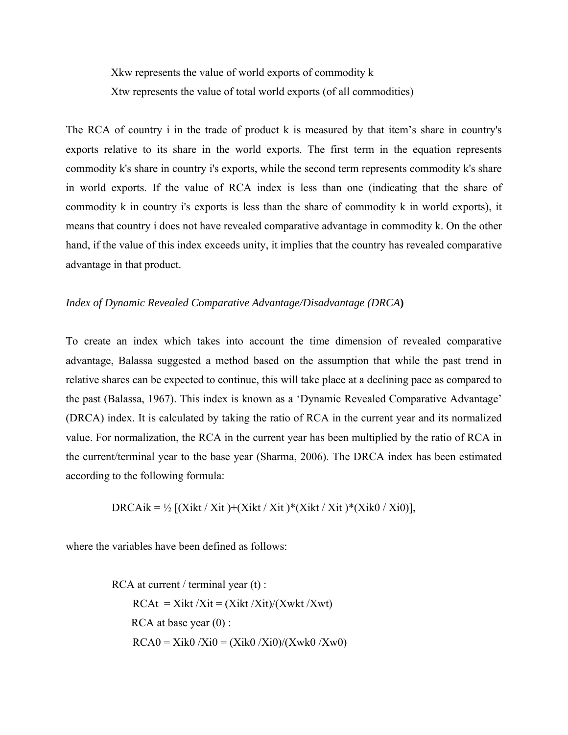$X_{kw}$ represents the value of world exports of commodity k

$X_{tw}$ represents the value of total world exports (of all commodities)

The RCA of country i in the trade of product k is measured by that item's share in country's exports relative to its share in the world exports. The first term in the equation represents commodity k's share in country i's exports, while the second term represents commodity k's share in world exports. If the value of RCA index is less than one (indicating that the share of commodity k in country i's exports is less than the share of commodity k in world exports), it means that country i does not have revealed comparative advantage in commodity k. On the other hand, if the value of this index exceeds unity, it implies that the country has revealed comparative advantage in that product.

*Index of Dynamic Revealed Comparative Advantage/Disadvantage (DRCA***)**

To create an index which takes into account the time dimension of revealed comparative advantage, Balassa suggested a method based on the assumption that while the past trend in relative shares can be expected to continue, this will take place at a declining pace as compared to the past (Balassa, 1967). This index is known as a 'Dynamic Revealed Comparative Advantage' (DRCA) index. It is calculated by taking the ratio of RCA in the current year and its normalized value. For normalization, the RCA in the current year has been multiplied by the ratio of RCA in the current/terminal year to the base year (Sharma, 2006). The DRCA index has been estimated according to the following formula:

$$DRCA_{ik} = \frac{1}{2} \left[ (X_{ikt} / X_{it}) + (X_{ikt} / X_{it}) * (X_{ikt} / X_{it}) * (X_{ik0} / X_{i0}) \right],$$

where the variables have been defined as follows:

RCA at current / terminal year (t) :

$$RCA_t = X_{ikt} / X_{it} = (X_{ikt} / X_{it}) / (X_{wkt} / X_{wt})$$

RCA at base year (0) :

$$RCA_0 = X_{ik0} / X_{i0} = (X_{ik0} / X_{i0}) / (X_{wk0} / X_{w0})$$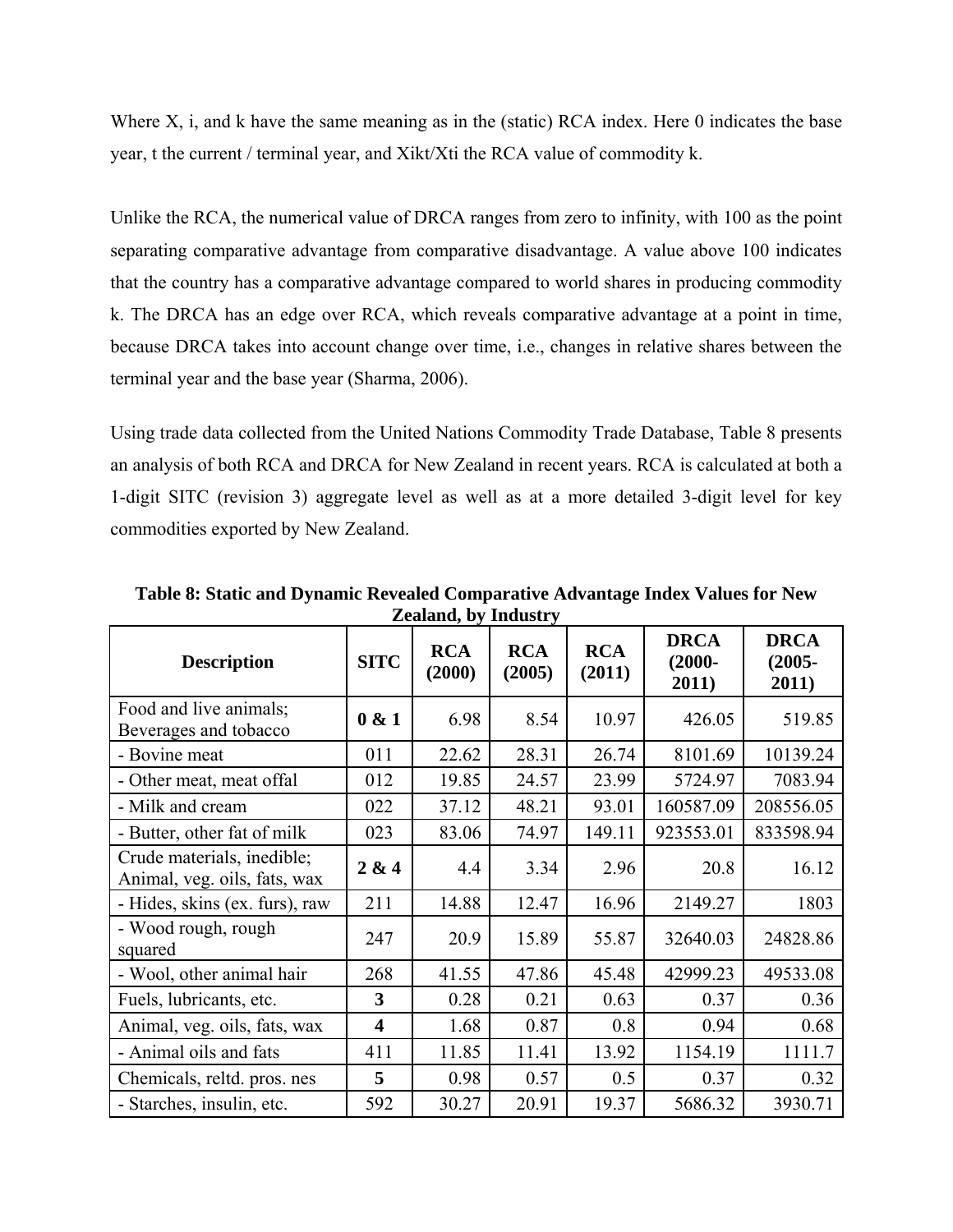Where X, i, and k have the same meaning as in the (static) RCA index. Here 0 indicates the base year, t the current / terminal year, and Xikt/Xti the RCA value of commodity k.

Unlike the RCA, the numerical value of DRCA ranges from zero to infinity, with 100 as the point separating comparative advantage from comparative disadvantage. A value above 100 indicates that the country has a comparative advantage compared to world shares in producing commodity k. The DRCA has an edge over RCA, which reveals comparative advantage at a point in time, because DRCA takes into account change over time, i.e., changes in relative shares between the terminal year and the base year (Sharma, 2006).

Using trade data collected from the United Nations Commodity Trade Database, Table 8 presents an analysis of both RCA and DRCA for New Zealand in recent years. RCA is calculated at both a 1-digit SITC (revision 3) aggregate level as well as at a more detailed 3-digit level for key commodities exported by New Zealand.

**Table 8: Static and Dynamic Revealed Comparative Advantage Index Values for New Zealand, by Industry**

| Description | SITC | RCA (2000) | RCA (2005) | RCA (2011) | DRCA (2000-2011) | DRCA (2005-2011) |
|---|---|---|---|---|---|---|
| Food and live animals; Beverages and tobacco | **0 & 1** | 6.98 | 8.54 | 10.97 | 426.05 | 519.85 |
| - Bovine meat | 011 | 22.62 | 28.31 | 26.74 | 8101.69 | 10139.24 |
| - Other meat, meat offal | 012 | 19.85 | 24.57 | 23.99 | 5724.97 | 7083.94 |
| - Milk and cream | 022 | 37.12 | 48.21 | 93.01 | 160587.09 | 208556.05 |
| - Butter, other fat of milk | 023 | 83.06 | 74.97 | 149.11 | 923553.01 | 833598.94 |
| Crude materials, inedible; Animal, veg. oils, fats, wax | **2 & 4** | 4.4 | 3.34 | 2.96 | 20.8 | 16.12 |
| - Hides, skins (ex. furs), raw | 211 | 14.88 | 12.47 | 16.96 | 2149.27 | 1803 |
| - Wood rough, rough squared | 247 | 20.9 | 15.89 | 55.87 | 32640.03 | 24828.86 |
| - Wool, other animal hair | 268 | 41.55 | 47.86 | 45.48 | 42999.23 | 49533.08 |
| Fuels, lubricants, etc. | **3** | 0.28 | 0.21 | 0.63 | 0.37 | 0.36 |
| Animal, veg. oils, fats, wax | **4** | 1.68 | 0.87 | 0.8 | 0.94 | 0.68 |
| - Animal oils and fats | 411 | 11.85 | 11.41 | 13.92 | 1154.19 | 1111.7 |
| Chemicals, reltd. pros. nes | **5** | 0.98 | 0.57 | 0.5 | 0.37 | 0.32 |
| - Starches, insulin, etc. | 592 | 30.27 | 20.91 | 19.37 | 5686.32 | 3930.71 |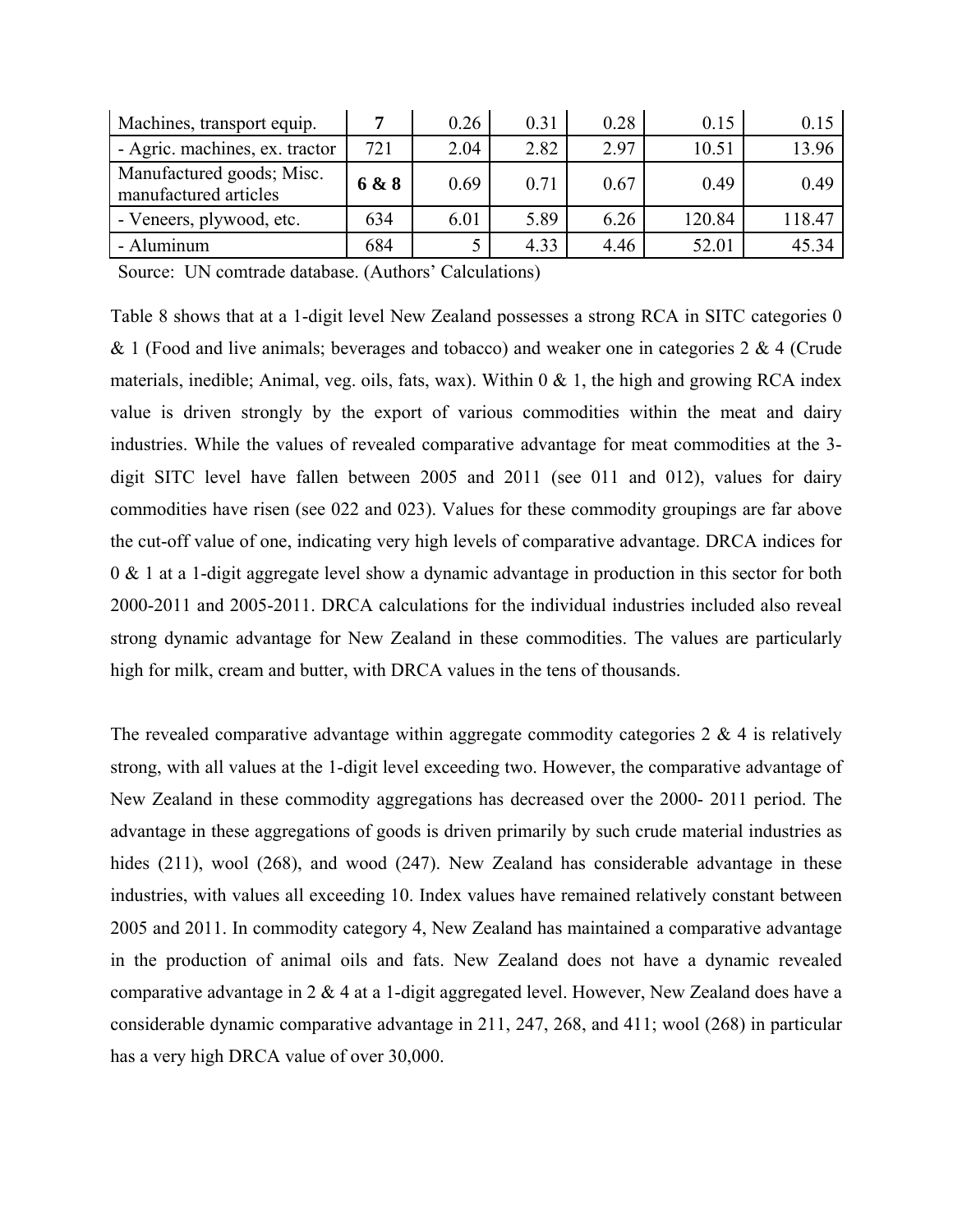| Machines, transport equip. | **7** | 0.26 | 0.31 | 0.28 | 0.15 | 0.15 |
|---|---|---|---|---|---|---|
| - Agric. machines, ex. tractor | 721 | 2.04 | 2.82 | 2.97 | 10.51 | 13.96 |
| Manufactured goods; Misc. manufactured articles | **6 & 8** | 0.69 | 0.71 | 0.67 | 0.49 | 0.49 |
| - Veneers, plywood, etc. | 634 | 6.01 | 5.89 | 6.26 | 120.84 | 118.47 |
| - Aluminum | 684 | 5 | 4.33 | 4.46 | 52.01 | 45.34 |

Source: UN comtrade database. (Authors' Calculations)

Table 8 shows that at a 1-digit level New Zealand possesses a strong RCA in SITC categories 0 & 1 (Food and live animals; beverages and tobacco) and weaker one in categories 2 & 4 (Crude materials, inedible; Animal, veg. oils, fats, wax). Within 0 & 1, the high and growing RCA index value is driven strongly by the export of various commodities within the meat and dairy industries. While the values of revealed comparative advantage for meat commodities at the 3-digit SITC level have fallen between 2005 and 2011 (see 011 and 012), values for dairy commodities have risen (see 022 and 023). Values for these commodity groupings are far above the cut-off value of one, indicating very high levels of comparative advantage. DRCA indices for 0 & 1 at a 1-digit aggregate level show a dynamic advantage in production in this sector for both 2000-2011 and 2005-2011. DRCA calculations for the individual industries included also reveal strong dynamic advantage for New Zealand in these commodities. The values are particularly high for milk, cream and butter, with DRCA values in the tens of thousands.

The revealed comparative advantage within aggregate commodity categories 2 & 4 is relatively strong, with all values at the 1-digit level exceeding two. However, the comparative advantage of New Zealand in these commodity aggregations has decreased over the 2000- 2011 period. The advantage in these aggregations of goods is driven primarily by such crude material industries as hides (211), wool (268), and wood (247). New Zealand has considerable advantage in these industries, with values all exceeding 10. Index values have remained relatively constant between 2005 and 2011. In commodity category 4, New Zealand has maintained a comparative advantage in the production of animal oils and fats. New Zealand does not have a dynamic revealed comparative advantage in 2 & 4 at a 1-digit aggregated level. However, New Zealand does have a considerable dynamic comparative advantage in 211, 247, 268, and 411; wool (268) in particular has a very high DRCA value of over 30,000.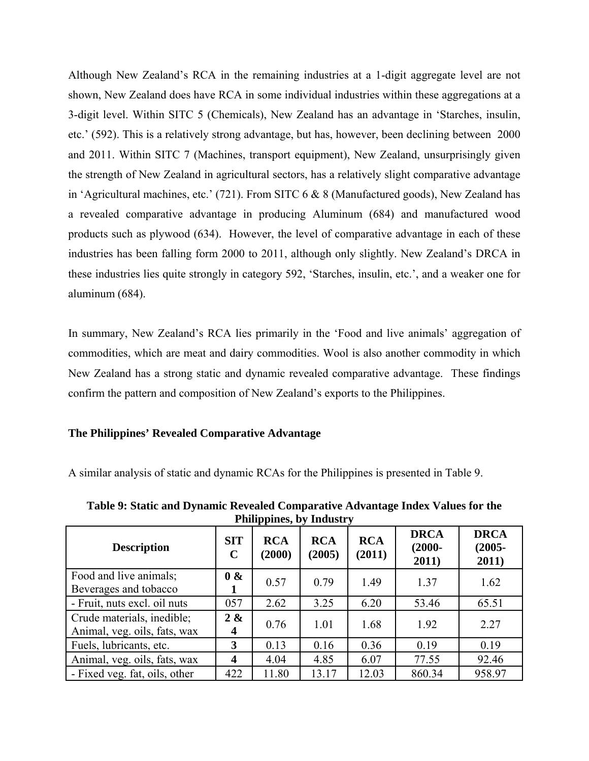Although New Zealand's RCA in the remaining industries at a 1-digit aggregate level are not shown, New Zealand does have RCA in some individual industries within these aggregations at a 3-digit level. Within SITC 5 (Chemicals), New Zealand has an advantage in 'Starches, insulin, etc.' (592). This is a relatively strong advantage, but has, however, been declining between 2000 and 2011. Within SITC 7 (Machines, transport equipment), New Zealand, unsurprisingly given the strength of New Zealand in agricultural sectors, has a relatively slight comparative advantage in 'Agricultural machines, etc.' (721). From SITC 6 & 8 (Manufactured goods), New Zealand has a revealed comparative advantage in producing Aluminum (684) and manufactured wood products such as plywood (634). However, the level of comparative advantage in each of these industries has been falling form 2000 to 2011, although only slightly. New Zealand's DRCA in these industries lies quite strongly in category 592, 'Starches, insulin, etc.', and a weaker one for aluminum (684).

In summary, New Zealand's RCA lies primarily in the 'Food and live animals' aggregation of commodities, which are meat and dairy commodities. Wool is also another commodity in which New Zealand has a strong static and dynamic revealed comparative advantage. These findings confirm the pattern and composition of New Zealand's exports to the Philippines.

**The Philippines' Revealed Comparative Advantage**

A similar analysis of static and dynamic RCAs for the Philippines is presented in Table 9.

**Table 9: Static and Dynamic Revealed Comparative Advantage Index Values for the Philippines, by Industry**

| Description | SITC | RCA (2000) | RCA (2005) | RCA (2011) | DRCA (2000-2011) | DRCA (2005-2011) |
|---|---|---|---|---|---|---|
| Food and live animals; Beverages and tobacco | **0 & 1** | 0.57 | 0.79 | 1.49 | 1.37 | 1.62 |
| - Fruit, nuts excl. oil nuts | 057 | 2.62 | 3.25 | 6.20 | 53.46 | 65.51 |
| Crude materials, inedible; Animal, veg. oils, fats, wax | **2 & 4** | 0.76 | 1.01 | 1.68 | 1.92 | 2.27 |
| Fuels, lubricants, etc. | **3** | 0.13 | 0.16 | 0.36 | 0.19 | 0.19 |
| Animal, veg. oils, fats, wax | **4** | 4.04 | 4.85 | 6.07 | 77.55 | 92.46 |
| - Fixed veg. fat, oils, other | 422 | 11.80 | 13.17 | 12.03 | 860.34 | 958.97 |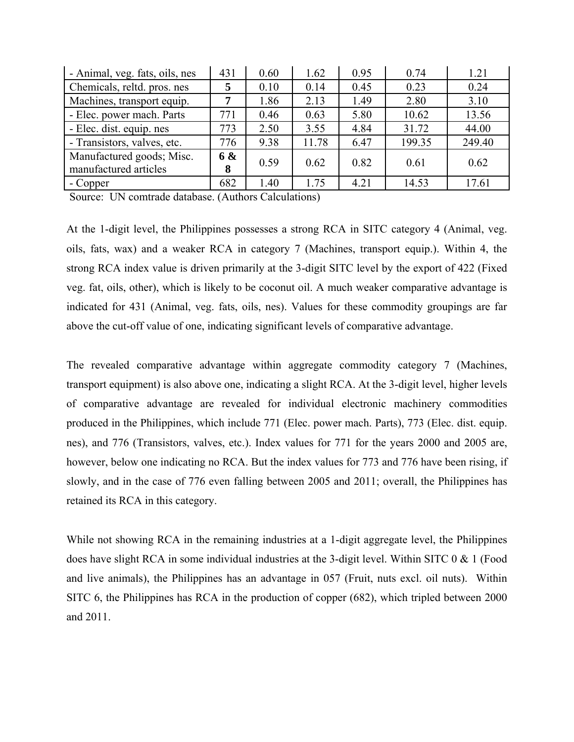| | | | | | | |
|---|---|---|---|---|---|---|
| - Animal, veg. fats, oils, nes | 431 | 0.60 | 1.62 | 0.95 | 0.74 | 1.21 |
| Chemicals, reltd. pros. nes | **5** | 0.10 | 0.14 | 0.45 | 0.23 | 0.24 |
| Machines, transport equip. | **7** | 1.86 | 2.13 | 1.49 | 2.80 | 3.10 |
| - Elec. power mach. Parts | 771 | 0.46 | 0.63 | 5.80 | 10.62 | 13.56 |
| - Elec. dist. equip. nes | 773 | 2.50 | 3.55 | 4.84 | 31.72 | 44.00 |
| - Transistors, valves, etc. | 776 | 9.38 | 11.78 | 6.47 | 199.35 | 249.40 |
| Manufactured goods; Misc. manufactured articles | **6 & 8** | 0.59 | 0.62 | 0.82 | 0.61 | 0.62 |
| - Copper | 682 | 1.40 | 1.75 | 4.21 | 14.53 | 17.61 |

Source: UN comtrade database. (Authors Calculations)

At the 1-digit level, the Philippines possesses a strong RCA in SITC category 4 (Animal, veg. oils, fats, wax) and a weaker RCA in category 7 (Machines, transport equip.). Within 4, the strong RCA index value is driven primarily at the 3-digit SITC level by the export of 422 (Fixed veg. fat, oils, other), which is likely to be coconut oil. A much weaker comparative advantage is indicated for 431 (Animal, veg. fats, oils, nes). Values for these commodity groupings are far above the cut-off value of one, indicating significant levels of comparative advantage.

The revealed comparative advantage within aggregate commodity category 7 (Machines, transport equipment) is also above one, indicating a slight RCA. At the 3-digit level, higher levels of comparative advantage are revealed for individual electronic machinery commodities produced in the Philippines, which include 771 (Elec. power mach. Parts), 773 (Elec. dist. equip. nes), and 776 (Transistors, valves, etc.). Index values for 771 for the years 2000 and 2005 are, however, below one indicating no RCA. But the index values for 773 and 776 have been rising, if slowly, and in the case of 776 even falling between 2005 and 2011; overall, the Philippines has retained its RCA in this category.

While not showing RCA in the remaining industries at a 1-digit aggregate level, the Philippines does have slight RCA in some individual industries at the 3-digit level. Within SITC 0 & 1 (Food and live animals), the Philippines has an advantage in 057 (Fruit, nuts excl. oil nuts). Within SITC 6, the Philippines has RCA in the production of copper (682), which tripled between 2000 and 2011.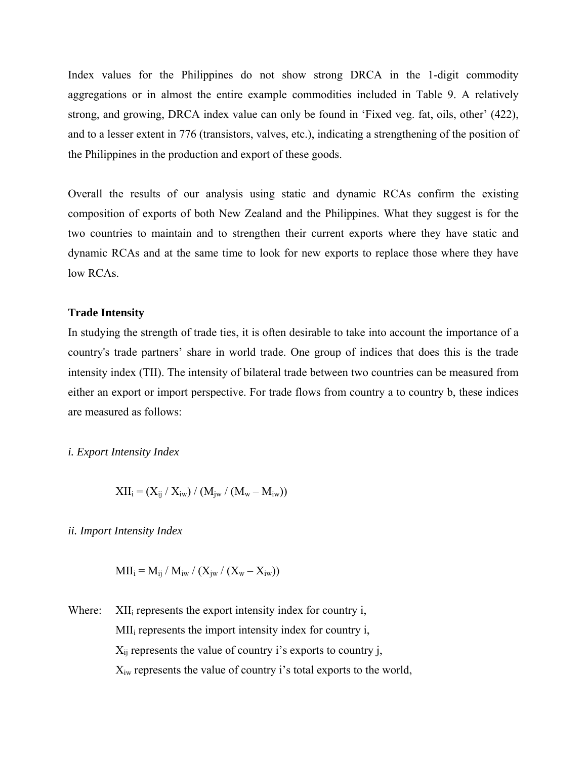Index values for the Philippines do not show strong DRCA in the 1-digit commodity aggregations or in almost the entire example commodities included in Table 9. A relatively strong, and growing, DRCA index value can only be found in 'Fixed veg. fat, oils, other' (422), and to a lesser extent in 776 (transistors, valves, etc.), indicating a strengthening of the position of the Philippines in the production and export of these goods.

Overall the results of our analysis using static and dynamic RCAs confirm the existing composition of exports of both New Zealand and the Philippines. What they suggest is for the two countries to maintain and to strengthen their current exports where they have static and dynamic RCAs and at the same time to look for new exports to replace those where they have low RCAs.

**Trade Intensity**

In studying the strength of trade ties, it is often desirable to take into account the importance of a country's trade partners' share in world trade. One group of indices that does this is the trade intensity index (TII). The intensity of bilateral trade between two countries can be measured from either an export or import perspective. For trade flows from country a to country b, these indices are measured as follows:

*i. Export Intensity Index*

$$XII_i = (X_{ij} / X_{iw}) / (M_{jw} / (M_w - M_{iw}))$$

*ii. Import Intensity Index*

$$MII_i = M_{ij} / M_{iw} / (X_{jw} / (X_w - X_{iw}))$$

Where: $XII_i$ represents the export intensity index for country i,

$MII_i$ represents the import intensity index for country i,

$X_{ij}$ represents the value of country i's exports to country j,

$X_{iw}$ represents the value of country i's total exports to the world,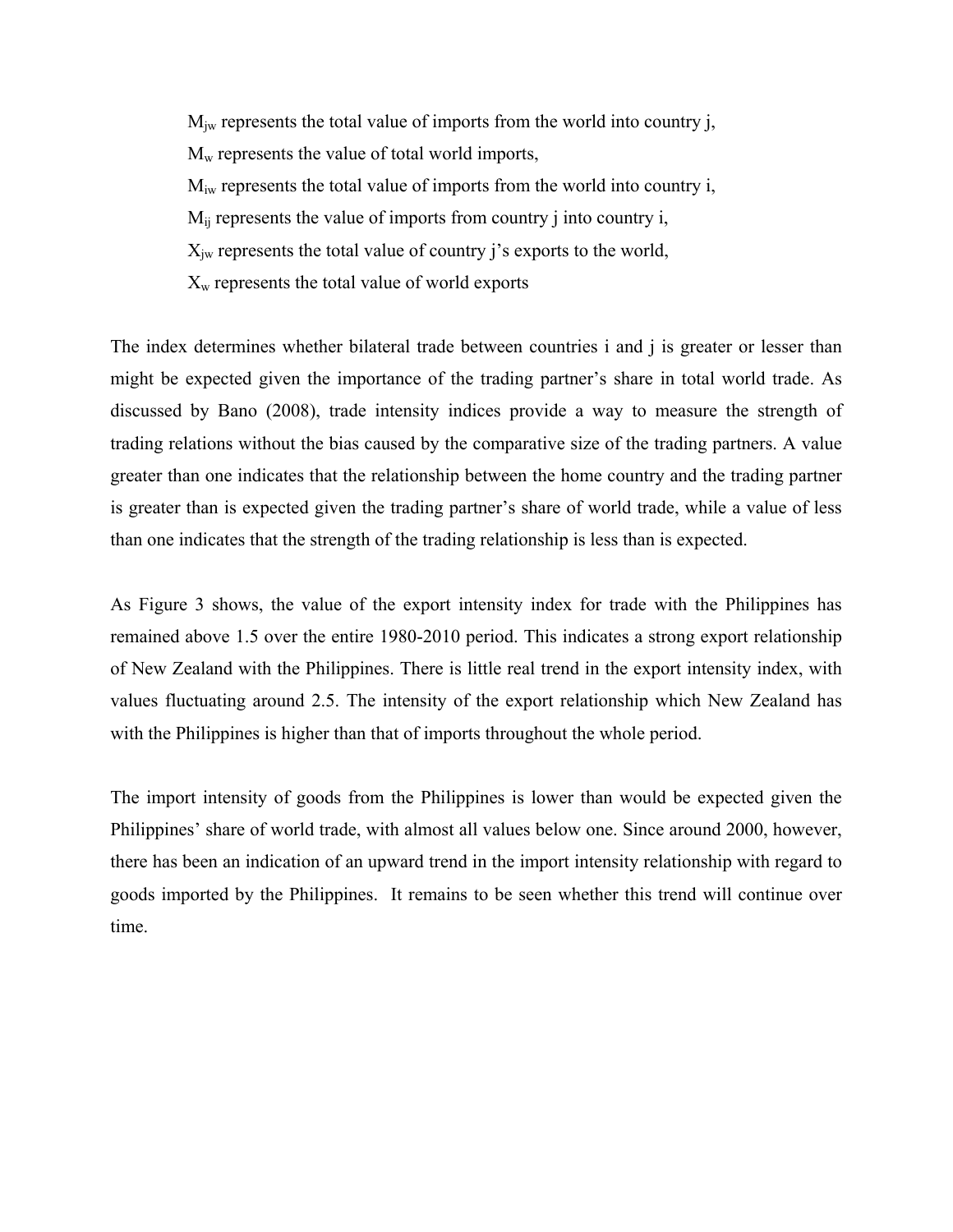$M_{jw}$ represents the total value of imports from the world into country j,

$M_w$ represents the value of total world imports,

$M_{iw}$ represents the total value of imports from the world into country i,

$M_{ij}$ represents the value of imports from country j into country i,

$X_{jw}$ represents the total value of country j's exports to the world,

$X_w$ represents the total value of world exports

The index determines whether bilateral trade between countries i and j is greater or lesser than might be expected given the importance of the trading partner's share in total world trade. As discussed by Bano (2008), trade intensity indices provide a way to measure the strength of trading relations without the bias caused by the comparative size of the trading partners. A value greater than one indicates that the relationship between the home country and the trading partner is greater than is expected given the trading partner's share of world trade, while a value of less than one indicates that the strength of the trading relationship is less than is expected.

As Figure 3 shows, the value of the export intensity index for trade with the Philippines has remained above 1.5 over the entire 1980-2010 period. This indicates a strong export relationship of New Zealand with the Philippines. There is little real trend in the export intensity index, with values fluctuating around 2.5. The intensity of the export relationship which New Zealand has with the Philippines is higher than that of imports throughout the whole period.

The import intensity of goods from the Philippines is lower than would be expected given the Philippines' share of world trade, with almost all values below one. Since around 2000, however, there has been an indication of an upward trend in the import intensity relationship with regard to goods imported by the Philippines. It remains to be seen whether this trend will continue over time.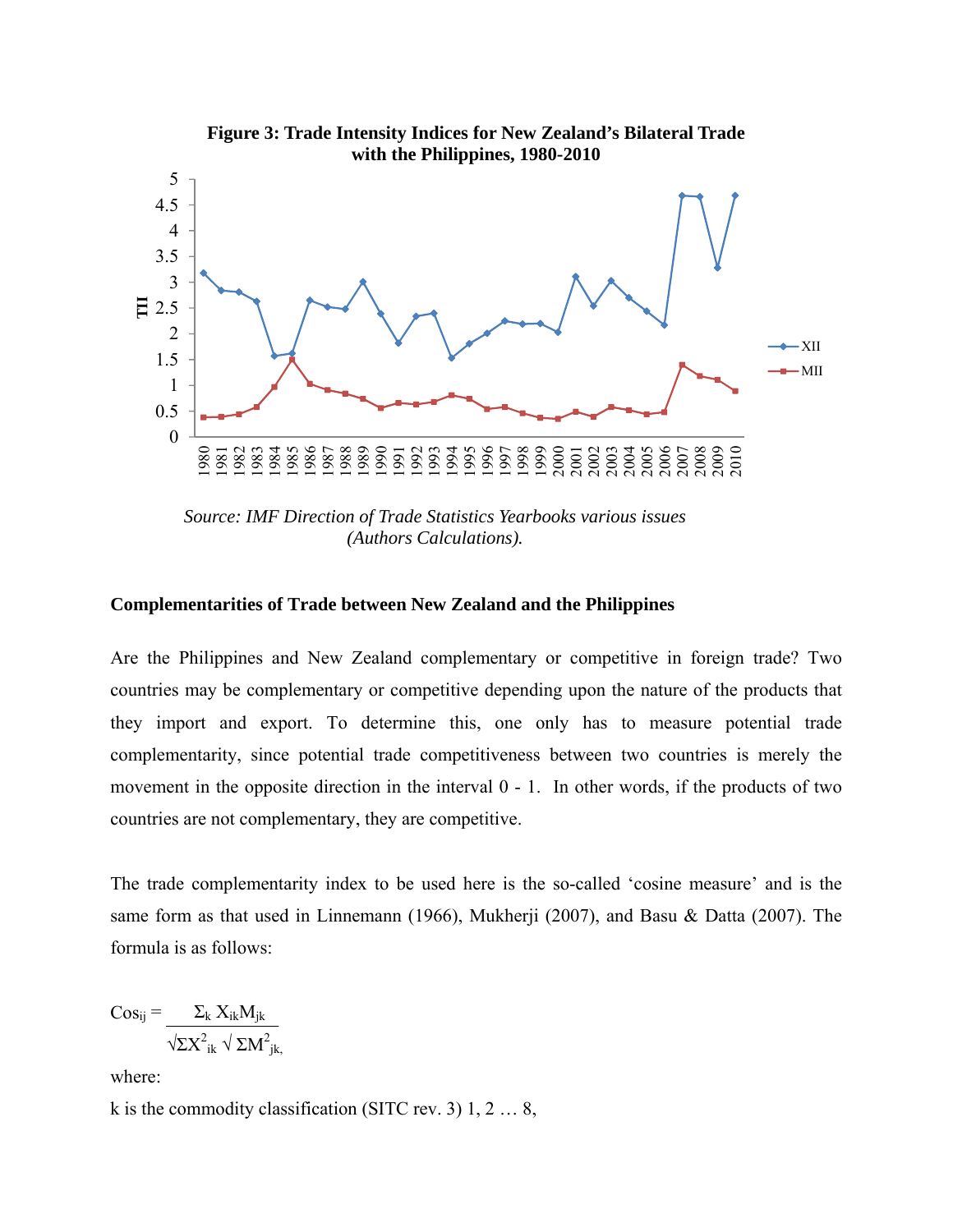**Figure 3: Trade Intensity Indices for New Zealand's Bilateral Trade with the Philippines, 1980-2010**

*Source: IMF Direction of Trade Statistics Yearbooks various issues (Authors Calculations).*

## Complementarities of Trade between New Zealand and the Philippines

Are the Philippines and New Zealand complementary or competitive in foreign trade? Two countries may be complementary or competitive depending upon the nature of the products that they import and export. To determine this, one only has to measure potential trade complementarity, since potential trade competitiveness between two countries is merely the movement in the opposite direction in the interval 0 - 1. In other words, if the products of two countries are not complementary, they are competitive.

The trade complementarity index to be used here is the so-called 'cosine measure' and is the same form as that used in Linnemann (1966), Mukherji (2007), and Basu & Datta (2007). The formula is as follows:

$$Cos_{ij} = \frac{\Sigma_k X_{ik} M_{jk}}{\sqrt{\Sigma X^2_{ik}} \sqrt{\Sigma M^2_{jk}}},$$

where:

k is the commodity classification (SITC rev. 3) 1, 2 … 8,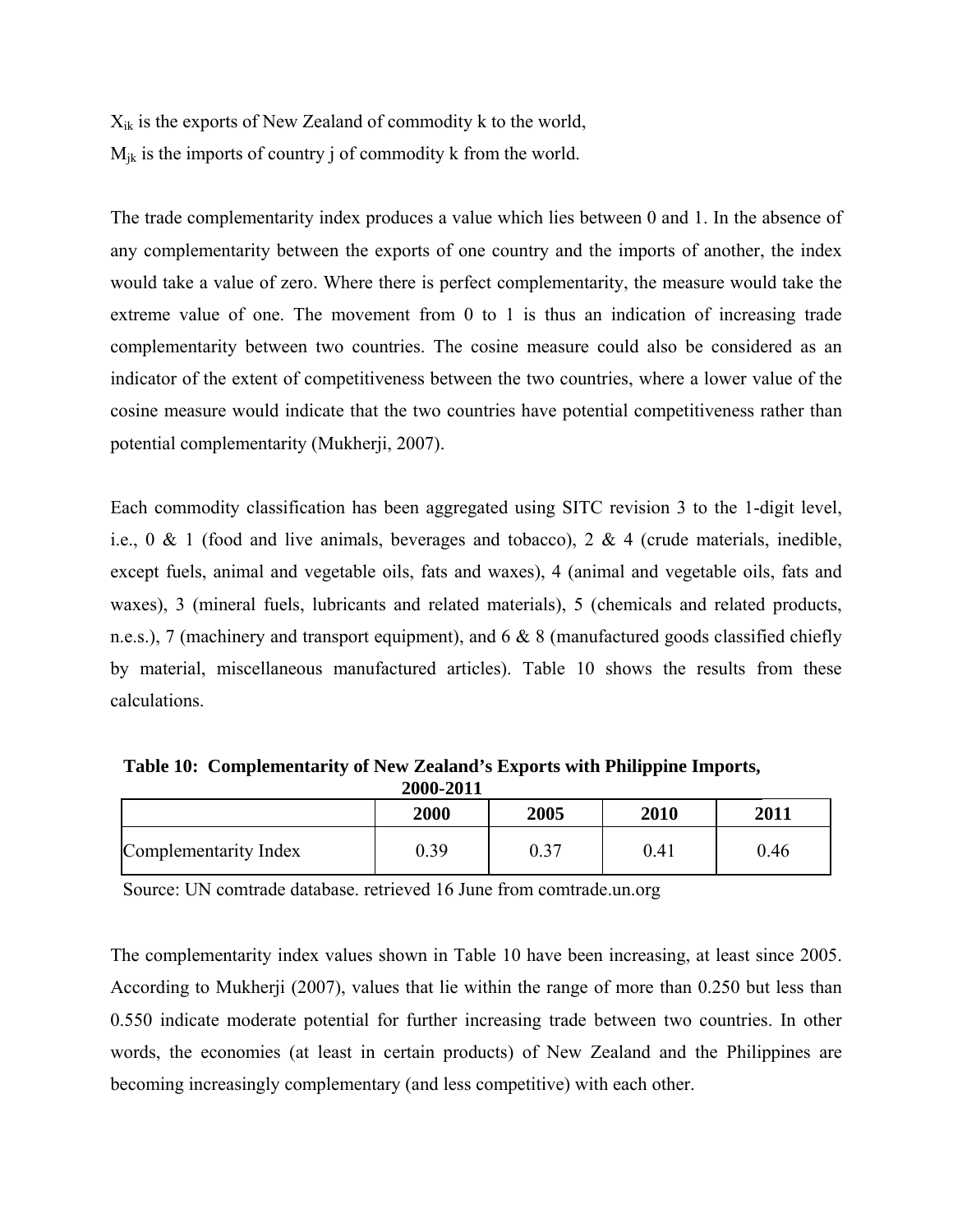$X_{ik}$ is the exports of New Zealand of commodity k to the world,

$M_{jk}$ is the imports of country j of commodity k from the world.

The trade complementarity index produces a value which lies between 0 and 1. In the absence of any complementarity between the exports of one country and the imports of another, the index would take a value of zero. Where there is perfect complementarity, the measure would take the extreme value of one. The movement from 0 to 1 is thus an indication of increasing trade complementarity between two countries. The cosine measure could also be considered as an indicator of the extent of competitiveness between the two countries, where a lower value of the cosine measure would indicate that the two countries have potential competitiveness rather than potential complementarity (Mukherji, 2007).

Each commodity classification has been aggregated using SITC revision 3 to the 1-digit level, i.e., 0 & 1 (food and live animals, beverages and tobacco), 2 & 4 (crude materials, inedible, except fuels, animal and vegetable oils, fats and waxes), 4 (animal and vegetable oils, fats and waxes), 3 (mineral fuels, lubricants and related materials), 5 (chemicals and related products, n.e.s.), 7 (machinery and transport equipment), and 6 & 8 (manufactured goods classified chiefly by material, miscellaneous manufactured articles). Table 10 shows the results from these calculations.

**Table 10: Complementarity of New Zealand's Exports with Philippine Imports, 2000-2011**

| | 2000 | 2005 | 2010 | 2011 |
|---|---|---|---|---|
| Complementarity Index | 0.39 | 0.37 | 0.41 | 0.46 |

Source: UN comtrade database. retrieved 16 June from comtrade.un.org

The complementarity index values shown in Table 10 have been increasing, at least since 2005. According to Mukherji (2007), values that lie within the range of more than 0.250 but less than 0.550 indicate moderate potential for further increasing trade between two countries. In other words, the economies (at least in certain products) of New Zealand and the Philippines are becoming increasingly complementary (and less competitive) with each other.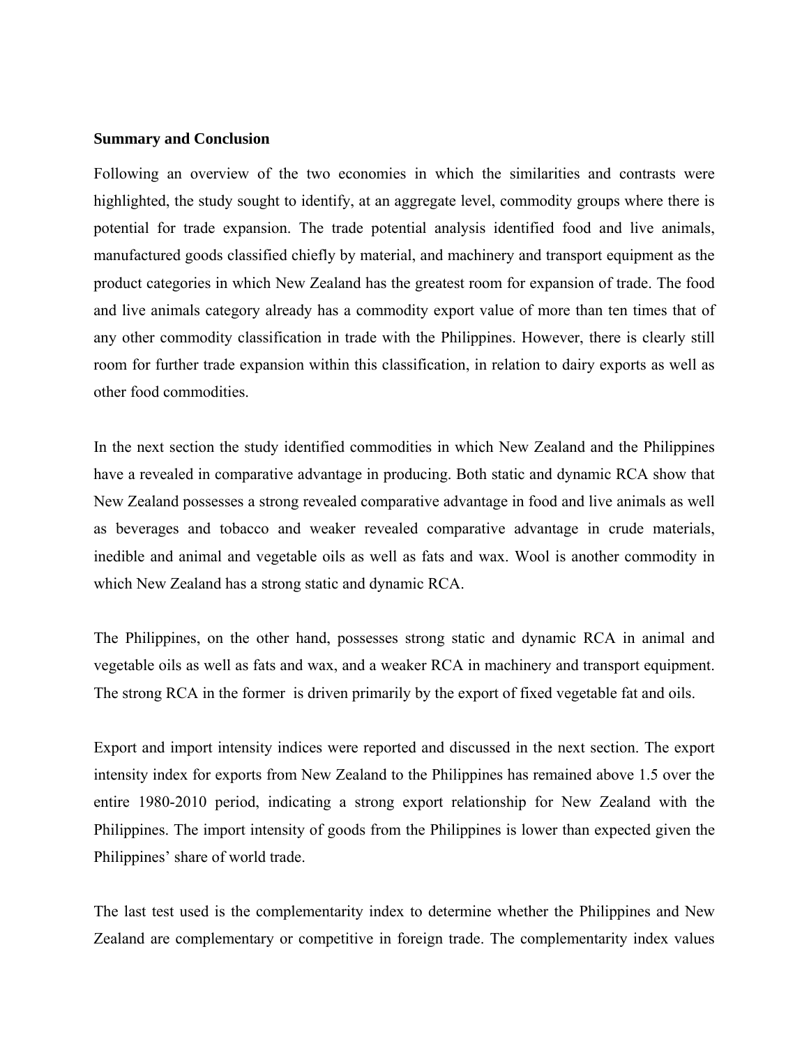## Summary and Conclusion

Following an overview of the two economies in which the similarities and contrasts were highlighted, the study sought to identify, at an aggregate level, commodity groups where there is potential for trade expansion. The trade potential analysis identified food and live animals, manufactured goods classified chiefly by material, and machinery and transport equipment as the product categories in which New Zealand has the greatest room for expansion of trade. The food and live animals category already has a commodity export value of more than ten times that of any other commodity classification in trade with the Philippines. However, there is clearly still room for further trade expansion within this classification, in relation to dairy exports as well as other food commodities.

In the next section the study identified commodities in which New Zealand and the Philippines have a revealed in comparative advantage in producing. Both static and dynamic RCA show that New Zealand possesses a strong revealed comparative advantage in food and live animals as well as beverages and tobacco and weaker revealed comparative advantage in crude materials, inedible and animal and vegetable oils as well as fats and wax. Wool is another commodity in which New Zealand has a strong static and dynamic RCA.

The Philippines, on the other hand, possesses strong static and dynamic RCA in animal and vegetable oils as well as fats and wax, and a weaker RCA in machinery and transport equipment. The strong RCA in the former is driven primarily by the export of fixed vegetable fat and oils.

Export and import intensity indices were reported and discussed in the next section. The export intensity index for exports from New Zealand to the Philippines has remained above 1.5 over the entire 1980-2010 period, indicating a strong export relationship for New Zealand with the Philippines. The import intensity of goods from the Philippines is lower than expected given the Philippines' share of world trade.

The last test used is the complementarity index to determine whether the Philippines and New Zealand are complementary or competitive in foreign trade. The complementarity index values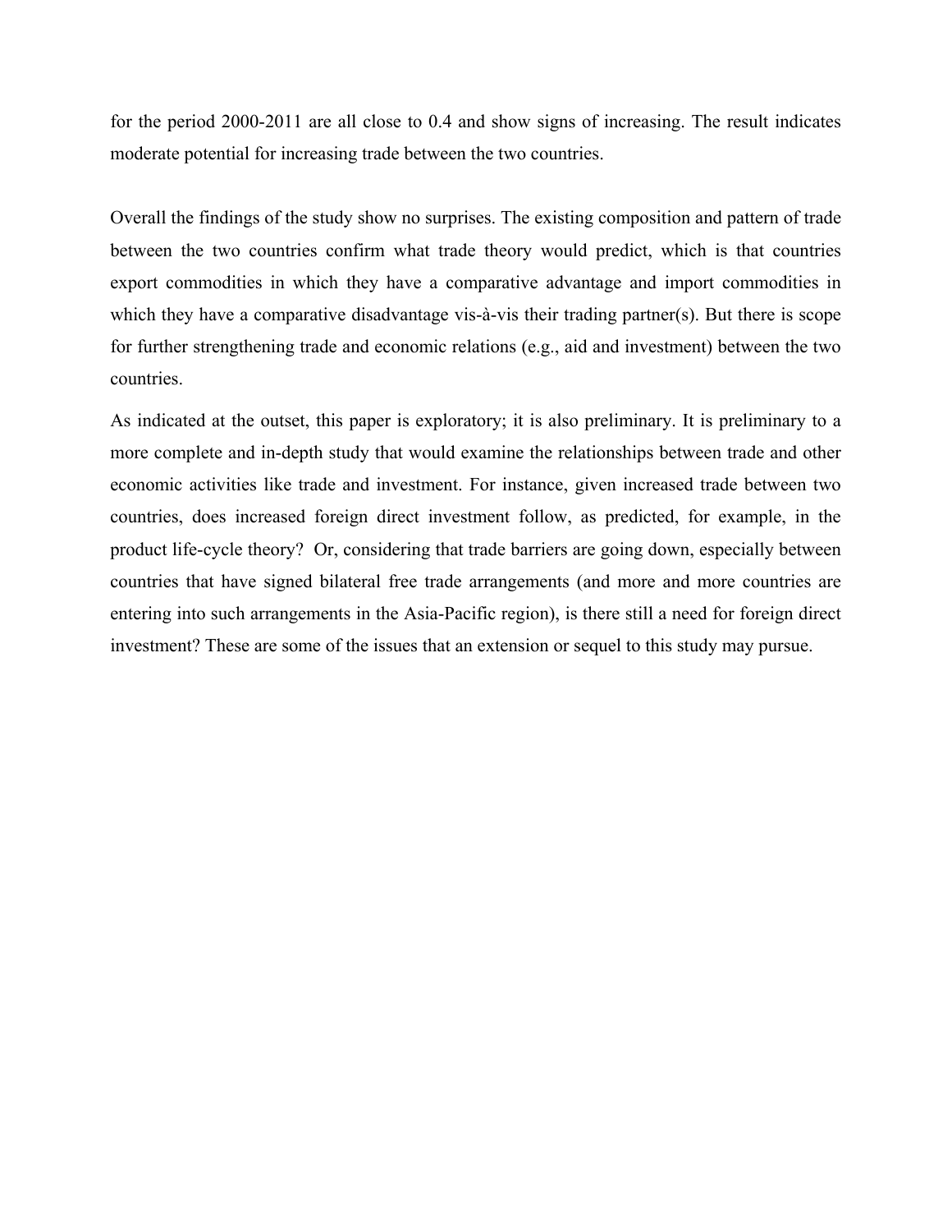for the period 2000-2011 are all close to 0.4 and show signs of increasing. The result indicates moderate potential for increasing trade between the two countries.

Overall the findings of the study show no surprises. The existing composition and pattern of trade between the two countries confirm what trade theory would predict, which is that countries export commodities in which they have a comparative advantage and import commodities in which they have a comparative disadvantage vis-à-vis their trading partner(s). But there is scope for further strengthening trade and economic relations (e.g., aid and investment) between the two countries.

As indicated at the outset, this paper is exploratory; it is also preliminary. It is preliminary to a more complete and in-depth study that would examine the relationships between trade and other economic activities like trade and investment. For instance, given increased trade between two countries, does increased foreign direct investment follow, as predicted, for example, in the product life-cycle theory? Or, considering that trade barriers are going down, especially between countries that have signed bilateral free trade arrangements (and more and more countries are entering into such arrangements in the Asia-Pacific region), is there still a need for foreign direct investment? These are some of the issues that an extension or sequel to this study may pursue.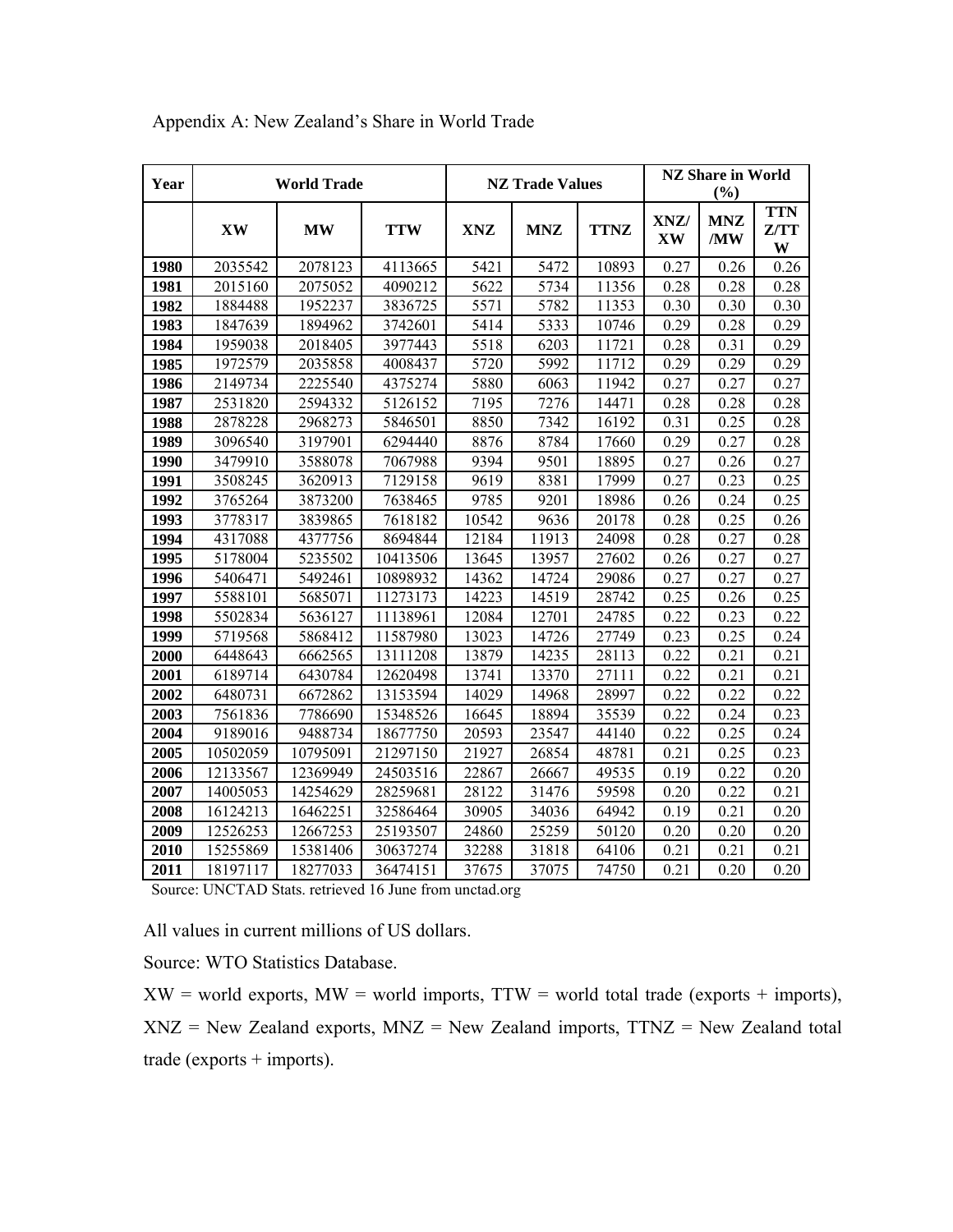Appendix A: New Zealand's Share in World Trade

| Year | World Trade | | | NZ Trade Values | | | NZ Share in World (%) | | |
|---|---|---|---|---|---|---|---|---|---|
| | XW | MW | TTW | XNZ | MNZ | TTNZ | XNZ/ XW | MNZ /MW | TTN Z/TT W |
| 1980 | 2035542 | 2078123 | 4113665 | 5421 | 5472 | 10893 | 0.27 | 0.26 | 0.26 |
| 1981 | 2015160 | 2075052 | 4090212 | 5622 | 5734 | 11356 | 0.28 | 0.28 | 0.28 |
| 1982 | 1884488 | 1952237 | 3836725 | 5571 | 5782 | 11353 | 0.30 | 0.30 | 0.30 |
| 1983 | 1847639 | 1894962 | 3742601 | 5414 | 5333 | 10746 | 0.29 | 0.28 | 0.29 |
| 1984 | 1959038 | 2018405 | 3977443 | 5518 | 6203 | 11721 | 0.28 | 0.31 | 0.29 |
| 1985 | 1972579 | 2035858 | 4008437 | 5720 | 5992 | 11712 | 0.29 | 0.29 | 0.29 |
| 1986 | 2149734 | 2225540 | 4375274 | 5880 | 6063 | 11942 | 0.27 | 0.27 | 0.27 |
| 1987 | 2531820 | 2594332 | 5126152 | 7195 | 7276 | 14471 | 0.28 | 0.28 | 0.28 |
| 1988 | 2878228 | 2968273 | 5846501 | 8850 | 7342 | 16192 | 0.31 | 0.25 | 0.28 |
| 1989 | 3096540 | 3197901 | 6294440 | 8876 | 8784 | 17660 | 0.29 | 0.27 | 0.28 |
| 1990 | 3479910 | 3588078 | 7067988 | 9394 | 9501 | 18895 | 0.27 | 0.26 | 0.27 |
| 1991 | 3508245 | 3620913 | 7129158 | 9619 | 8381 | 17999 | 0.27 | 0.23 | 0.25 |
| 1992 | 3765264 | 3873200 | 7638465 | 9785 | 9201 | 18986 | 0.26 | 0.24 | 0.25 |
| 1993 | 3778317 | 3839865 | 7618182 | 10542 | 9636 | 20178 | 0.28 | 0.25 | 0.26 |
| 1994 | 4317088 | 4377756 | 8694844 | 12184 | 11913 | 24098 | 0.28 | 0.27 | 0.28 |
| 1995 | 5178004 | 5235502 | 10413506 | 13645 | 13957 | 27602 | 0.26 | 0.27 | 0.27 |
| 1996 | 5406471 | 5492461 | 10898932 | 14362 | 14724 | 29086 | 0.27 | 0.27 | 0.27 |
| 1997 | 5588101 | 5685071 | 11273173 | 14223 | 14519 | 28742 | 0.25 | 0.26 | 0.25 |
| 1998 | 5502834 | 5636127 | 11138961 | 12084 | 12701 | 24785 | 0.22 | 0.23 | 0.22 |
| 1999 | 5719568 | 5868412 | 11587980 | 13023 | 14726 | 27749 | 0.23 | 0.25 | 0.24 |
| 2000 | 6448643 | 6662565 | 13111208 | 13879 | 14235 | 28113 | 0.22 | 0.21 | 0.21 |
| 2001 | 6189714 | 6430784 | 12620498 | 13741 | 13370 | 27111 | 0.22 | 0.21 | 0.21 |
| 2002 | 6480731 | 6672862 | 13153594 | 14029 | 14968 | 28997 | 0.22 | 0.22 | 0.22 |
| 2003 | 7561836 | 7786690 | 15348526 | 16645 | 18894 | 35539 | 0.22 | 0.24 | 0.23 |
| 2004 | 9189016 | 9488734 | 18677750 | 20593 | 23547 | 44140 | 0.22 | 0.25 | 0.24 |
| 2005 | 10502059 | 10795091 | 21297150 | 21927 | 26854 | 48781 | 0.21 | 0.25 | 0.23 |
| 2006 | 12133567 | 12369949 | 24503516 | 22867 | 26667 | 49535 | 0.19 | 0.22 | 0.20 |
| 2007 | 14005053 | 14254629 | 28259681 | 28122 | 31476 | 59598 | 0.20 | 0.22 | 0.21 |
| 2008 | 16124213 | 16462251 | 32586464 | 30905 | 34036 | 64942 | 0.19 | 0.21 | 0.20 |
| 2009 | 12526253 | 12667253 | 25193507 | 24860 | 25259 | 50120 | 0.20 | 0.20 | 0.20 |
| 2010 | 15255869 | 15381406 | 30637274 | 32288 | 31818 | 64106 | 0.21 | 0.21 | 0.21 |
| 2011 | 18197117 | 18277033 | 36474151 | 37675 | 37075 | 74750 | 0.21 | 0.20 | 0.20 |

Source: UNCTAD Stats. retrieved 16 June from unctad.org

All values in current millions of US dollars.

Source: WTO Statistics Database.

XW = world exports, MW = world imports, TTW = world total trade (exports + imports), XNZ = New Zealand exports, MNZ = New Zealand imports, TTNZ = New Zealand total trade (exports + imports).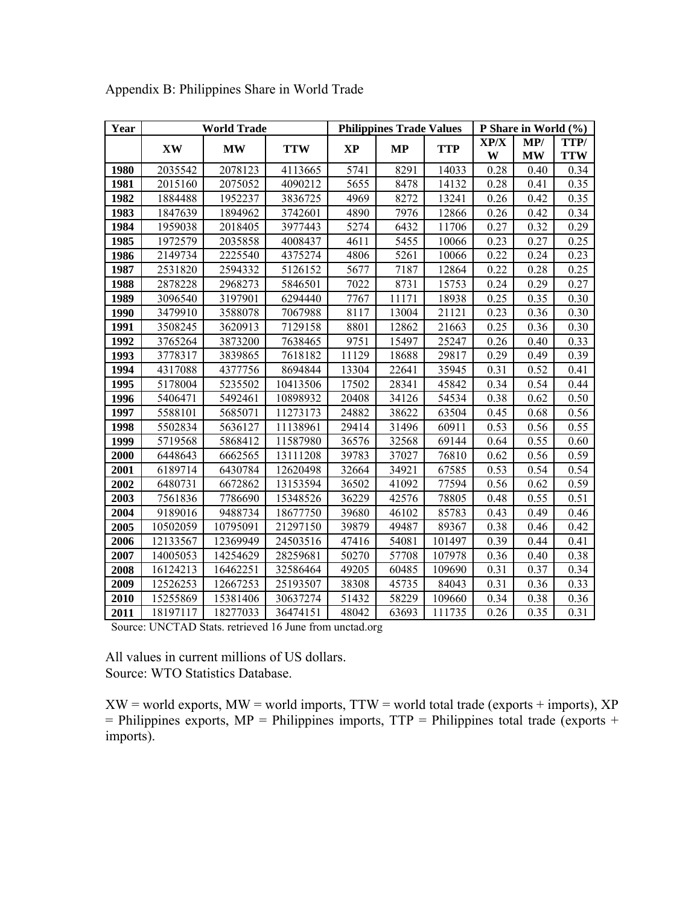Appendix B: Philippines Share in World Trade

| Year | World Trade | | | Philippines Trade Values | | | P Share in World (%) | | |
|---|---|---|---|---|---|---|---|---|---|
| | XW | MW | TTW | XP | MP | TTP | XP/XW | MP/MW | TTP/TTW |
| 1980 | 2035542 | 2078123 | 4113665 | 5741 | 8291 | 14033 | 0.28 | 0.40 | 0.34 |
| 1981 | 2015160 | 2075052 | 4090212 | 5655 | 8478 | 14132 | 0.28 | 0.41 | 0.35 |
| 1982 | 1884488 | 1952237 | 3836725 | 4969 | 8272 | 13241 | 0.26 | 0.42 | 0.35 |
| 1983 | 1847639 | 1894962 | 3742601 | 4890 | 7976 | 12866 | 0.26 | 0.42 | 0.34 |
| 1984 | 1959038 | 2018405 | 3977443 | 5274 | 6432 | 11706 | 0.27 | 0.32 | 0.29 |
| 1985 | 1972579 | 2035858 | 4008437 | 4611 | 5455 | 10066 | 0.23 | 0.27 | 0.25 |
| 1986 | 2149734 | 2225540 | 4375274 | 4806 | 5261 | 10066 | 0.22 | 0.24 | 0.23 |
| 1987 | 2531820 | 2594332 | 5126152 | 5677 | 7187 | 12864 | 0.22 | 0.28 | 0.25 |
| 1988 | 2878228 | 2968273 | 5846501 | 7022 | 8731 | 15753 | 0.24 | 0.29 | 0.27 |
| 1989 | 3096540 | 3197901 | 6294440 | 7767 | 11171 | 18938 | 0.25 | 0.35 | 0.30 |
| 1990 | 3479910 | 3588078 | 7067988 | 8117 | 13004 | 21121 | 0.23 | 0.36 | 0.30 |
| 1991 | 3508245 | 3620913 | 7129158 | 8801 | 12862 | 21663 | 0.25 | 0.36 | 0.30 |
| 1992 | 3765264 | 3873200 | 7638465 | 9751 | 15497 | 25247 | 0.26 | 0.40 | 0.33 |
| 1993 | 3778317 | 3839865 | 7618182 | 11129 | 18688 | 29817 | 0.29 | 0.49 | 0.39 |
| 1994 | 4317088 | 4377756 | 8694844 | 13304 | 22641 | 35945 | 0.31 | 0.52 | 0.41 |
| 1995 | 5178004 | 5235502 | 10413506 | 17502 | 28341 | 45842 | 0.34 | 0.54 | 0.44 |
| 1996 | 5406471 | 5492461 | 10898932 | 20408 | 34126 | 54534 | 0.38 | 0.62 | 0.50 |
| 1997 | 5588101 | 5685071 | 11273173 | 24882 | 38622 | 63504 | 0.45 | 0.68 | 0.56 |
| 1998 | 5502834 | 5636127 | 11138961 | 29414 | 31496 | 60911 | 0.53 | 0.56 | 0.55 |
| 1999 | 5719568 | 5868412 | 11587980 | 36576 | 32568 | 69144 | 0.64 | 0.55 | 0.60 |
| 2000 | 6448643 | 6662565 | 13111208 | 39783 | 37027 | 76810 | 0.62 | 0.56 | 0.59 |
| 2001 | 6189714 | 6430784 | 12620498 | 32664 | 34921 | 67585 | 0.53 | 0.54 | 0.54 |
| 2002 | 6480731 | 6672862 | 13153594 | 36502 | 41092 | 77594 | 0.56 | 0.62 | 0.59 |
| 2003 | 7561836 | 7786690 | 15348526 | 36229 | 42576 | 78805 | 0.48 | 0.55 | 0.51 |
| 2004 | 9189016 | 9488734 | 18677750 | 39680 | 46102 | 85783 | 0.43 | 0.49 | 0.46 |
| 2005 | 10502059 | 10795091 | 21297150 | 39879 | 49487 | 89367 | 0.38 | 0.46 | 0.42 |
| 2006 | 12133567 | 12369949 | 24503516 | 47416 | 54081 | 101497 | 0.39 | 0.44 | 0.41 |
| 2007 | 14005053 | 14254629 | 28259681 | 50270 | 57708 | 107978 | 0.36 | 0.40 | 0.38 |
| 2008 | 16124213 | 16462251 | 32586464 | 49205 | 60485 | 109690 | 0.31 | 0.37 | 0.34 |
| 2009 | 12526253 | 12667253 | 25193507 | 38308 | 45735 | 84043 | 0.31 | 0.36 | 0.33 |
| 2010 | 15255869 | 15381406 | 30637274 | 51432 | 58229 | 109660 | 0.34 | 0.38 | 0.36 |
| 2011 | 18197117 | 18277033 | 36474151 | 48042 | 63693 | 111735 | 0.26 | 0.35 | 0.31 |

Source: UNCTAD Stats. retrieved 16 June from unctad.org

All values in current millions of US dollars.
Source: WTO Statistics Database.

XW = world exports, MW = world imports, TTW = world total trade (exports + imports), XP = Philippines exports, MP = Philippines imports, TTP = Philippines total trade (exports + imports).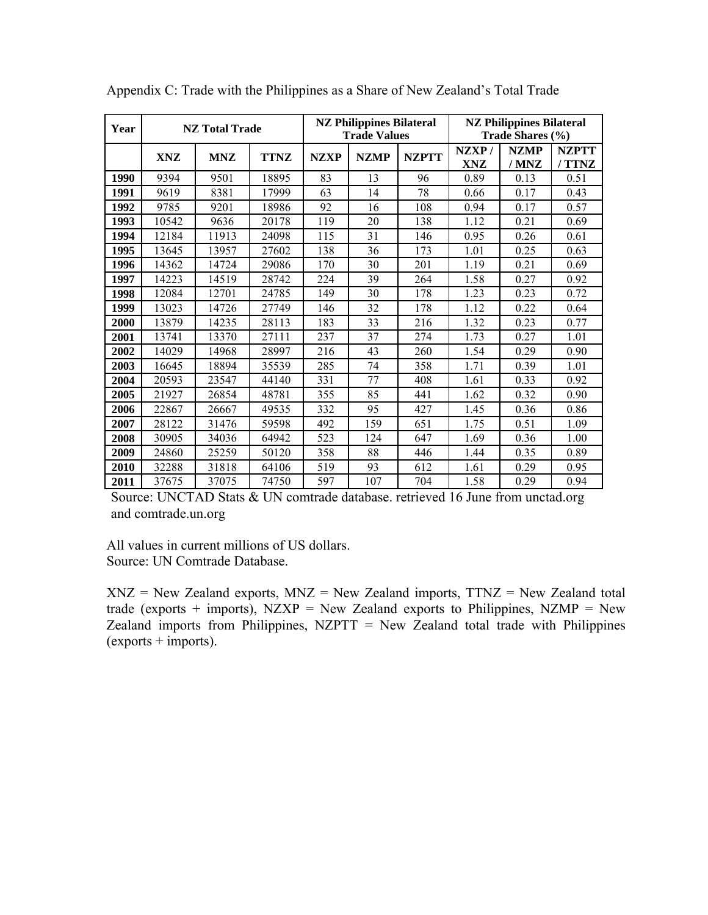Appendix C: Trade with the Philippines as a Share of New Zealand's Total Trade

| Year | NZ Total Trade | | | NZ Philippines Bilateral Trade Values | | | NZ Philippines Bilateral Trade Shares (%) | | |
|---|---|---|---|---|---|---|---|---|---|
| | XNZ | MNZ | TTNZ | NZXP | NZMP | NZPTT | NZXP / XNZ | NZMP / MNZ | NZPTT / TTNZ |
| **1990** | 9394 | 9501 | 18895 | 83 | 13 | 96 | 0.89 | 0.13 | 0.51 |
| **1991** | 9619 | 8381 | 17999 | 63 | 14 | 78 | 0.66 | 0.17 | 0.43 |
| **1992** | 9785 | 9201 | 18986 | 92 | 16 | 108 | 0.94 | 0.17 | 0.57 |
| **1993** | 10542 | 9636 | 20178 | 119 | 20 | 138 | 1.12 | 0.21 | 0.69 |
| **1994** | 12184 | 11913 | 24098 | 115 | 31 | 146 | 0.95 | 0.26 | 0.61 |
| **1995** | 13645 | 13957 | 27602 | 138 | 36 | 173 | 1.01 | 0.25 | 0.63 |
| **1996** | 14362 | 14724 | 29086 | 170 | 30 | 201 | 1.19 | 0.21 | 0.69 |
| **1997** | 14223 | 14519 | 28742 | 224 | 39 | 264 | 1.58 | 0.27 | 0.92 |
| **1998** | 12084 | 12701 | 24785 | 149 | 30 | 178 | 1.23 | 0.23 | 0.72 |
| **1999** | 13023 | 14726 | 27749 | 146 | 32 | 178 | 1.12 | 0.22 | 0.64 |
| **2000** | 13879 | 14235 | 28113 | 183 | 33 | 216 | 1.32 | 0.23 | 0.77 |
| **2001** | 13741 | 13370 | 27111 | 237 | 37 | 274 | 1.73 | 0.27 | 1.01 |
| **2002** | 14029 | 14968 | 28997 | 216 | 43 | 260 | 1.54 | 0.29 | 0.90 |
| **2003** | 16645 | 18894 | 35539 | 285 | 74 | 358 | 1.71 | 0.39 | 1.01 |
| **2004** | 20593 | 23547 | 44140 | 331 | 77 | 408 | 1.61 | 0.33 | 0.92 |
| **2005** | 21927 | 26854 | 48781 | 355 | 85 | 441 | 1.62 | 0.32 | 0.90 |
| **2006** | 22867 | 26667 | 49535 | 332 | 95 | 427 | 1.45 | 0.36 | 0.86 |
| **2007** | 28122 | 31476 | 59598 | 492 | 159 | 651 | 1.75 | 0.51 | 1.09 |
| **2008** | 30905 | 34036 | 64942 | 523 | 124 | 647 | 1.69 | 0.36 | 1.00 |
| **2009** | 24860 | 25259 | 50120 | 358 | 88 | 446 | 1.44 | 0.35 | 0.89 |
| **2010** | 32288 | 31818 | 64106 | 519 | 93 | 612 | 1.61 | 0.29 | 0.95 |
| **2011** | 37675 | 37075 | 74750 | 597 | 107 | 704 | 1.58 | 0.29 | 0.94 |

Source: UNCTAD Stats & UN comtrade database. retrieved 16 June from unctad.org and comtrade.un.org

All values in current millions of US dollars.
Source: UN Comtrade Database.

XNZ = New Zealand exports, MNZ = New Zealand imports, TTNZ = New Zealand total trade (exports + imports), NZXP = New Zealand exports to Philippines, NZMP = New Zealand imports from Philippines, NZPTT = New Zealand total trade with Philippines (exports + imports).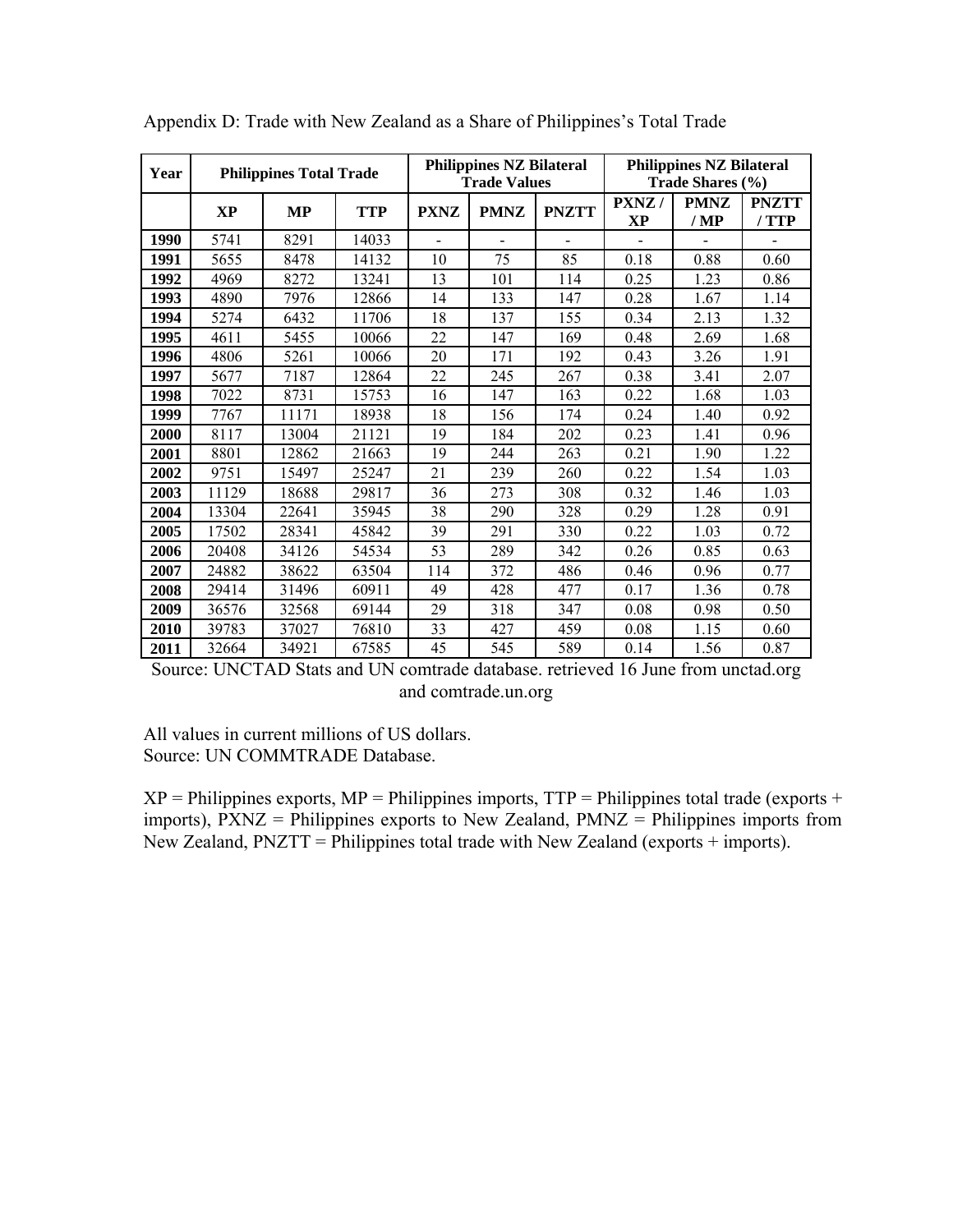Appendix D: Trade with New Zealand as a Share of Philippines's Total Trade

| Year | Philippines Total Trade | | | Philippines NZ Bilateral Trade Values | | | Philippines NZ Bilateral Trade Shares (%) | | |
|---|---|---|---|---|---|---|---|---|---|
| | XP | MP | TTP | PXNZ | PMNZ | PNZTT | PXNZ / XP | PMNZ / MP | PNZTT / TTP |
| 1990 | 5741 | 8291 | 14033 | - | - | - | - | - | - |
| 1991 | 5655 | 8478 | 14132 | 10 | 75 | 85 | 0.18 | 0.88 | 0.60 |
| 1992 | 4969 | 8272 | 13241 | 13 | 101 | 114 | 0.25 | 1.23 | 0.86 |
| 1993 | 4890 | 7976 | 12866 | 14 | 133 | 147 | 0.28 | 1.67 | 1.14 |
| 1994 | 5274 | 6432 | 11706 | 18 | 137 | 155 | 0.34 | 2.13 | 1.32 |
| 1995 | 4611 | 5455 | 10066 | 22 | 147 | 169 | 0.48 | 2.69 | 1.68 |
| 1996 | 4806 | 5261 | 10066 | 20 | 171 | 192 | 0.43 | 3.26 | 1.91 |
| 1997 | 5677 | 7187 | 12864 | 22 | 245 | 267 | 0.38 | 3.41 | 2.07 |
| 1998 | 7022 | 8731 | 15753 | 16 | 147 | 163 | 0.22 | 1.68 | 1.03 |
| 1999 | 7767 | 11171 | 18938 | 18 | 156 | 174 | 0.24 | 1.40 | 0.92 |
| 2000 | 8117 | 13004 | 21121 | 19 | 184 | 202 | 0.23 | 1.41 | 0.96 |
| 2001 | 8801 | 12862 | 21663 | 19 | 244 | 263 | 0.21 | 1.90 | 1.22 |
| 2002 | 9751 | 15497 | 25247 | 21 | 239 | 260 | 0.22 | 1.54 | 1.03 |
| 2003 | 11129 | 18688 | 29817 | 36 | 273 | 308 | 0.32 | 1.46 | 1.03 |
| 2004 | 13304 | 22641 | 35945 | 38 | 290 | 328 | 0.29 | 1.28 | 0.91 |
| 2005 | 17502 | 28341 | 45842 | 39 | 291 | 330 | 0.22 | 1.03 | 0.72 |
| 2006 | 20408 | 34126 | 54534 | 53 | 289 | 342 | 0.26 | 0.85 | 0.63 |
| 2007 | 24882 | 38622 | 63504 | 114 | 372 | 486 | 0.46 | 0.96 | 0.77 |
| 2008 | 29414 | 31496 | 60911 | 49 | 428 | 477 | 0.17 | 1.36 | 0.78 |
| 2009 | 36576 | 32568 | 69144 | 29 | 318 | 347 | 0.08 | 0.98 | 0.50 |
| 2010 | 39783 | 37027 | 76810 | 33 | 427 | 459 | 0.08 | 1.15 | 0.60 |
| 2011 | 32664 | 34921 | 67585 | 45 | 545 | 589 | 0.14 | 1.56 | 0.87 |

Source: UNCTAD Stats and UN comtrade database. retrieved 16 June from unctad.org and comtrade.un.org

All values in current millions of US dollars.
Source: UN COMMTRADE Database.

XP = Philippines exports, MP = Philippines imports, TTP = Philippines total trade (exports + imports), PXNZ = Philippines exports to New Zealand, PMNZ = Philippines imports from New Zealand, PNZTT = Philippines total trade with New Zealand (exports + imports).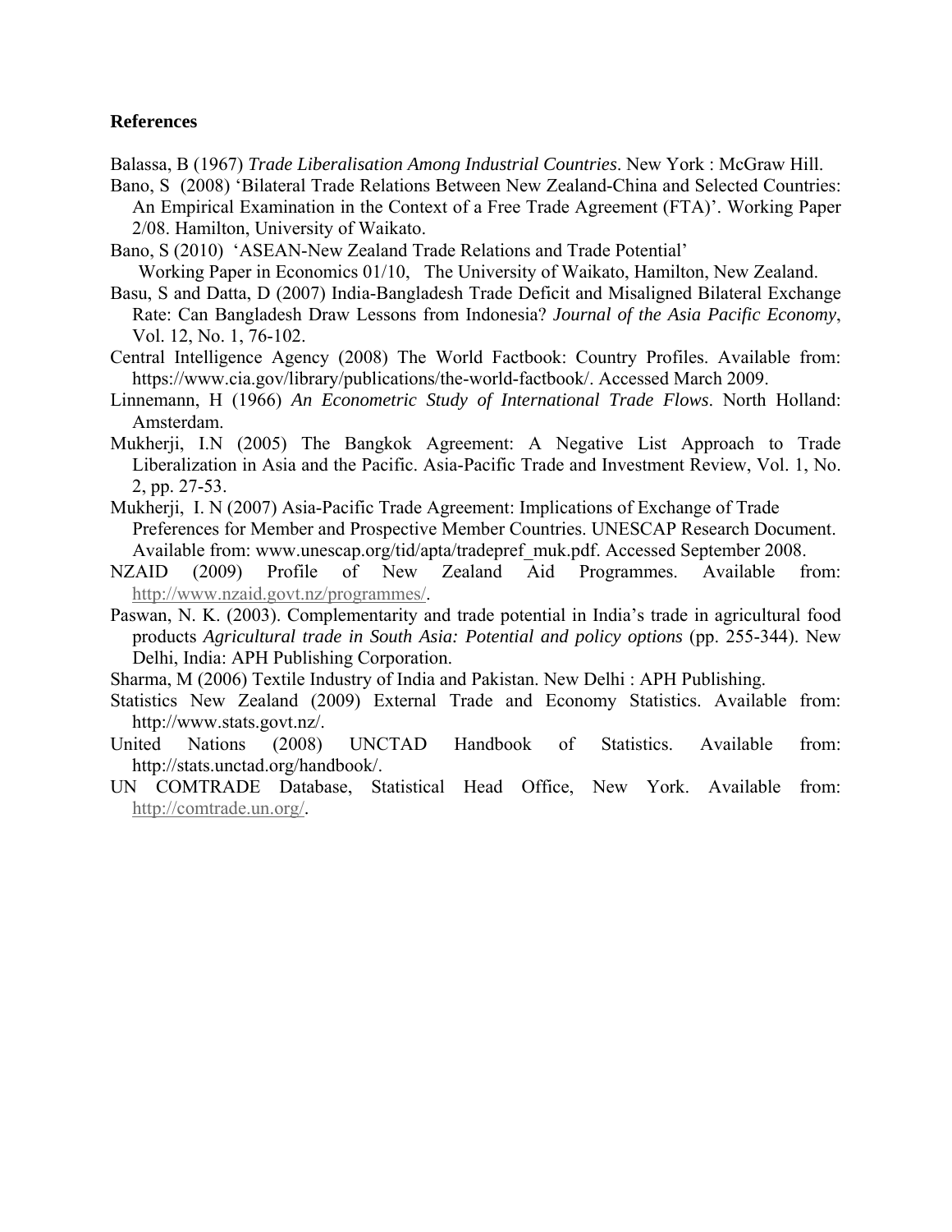**References**

Balassa, B (1967) *Trade Liberalisation Among Industrial Countries*. New York : McGraw Hill.

Bano, S (2008) 'Bilateral Trade Relations Between New Zealand-China and Selected Countries: An Empirical Examination in the Context of a Free Trade Agreement (FTA)'. Working Paper 2/08. Hamilton, University of Waikato.

Bano, S (2010) 'ASEAN-New Zealand Trade Relations and Trade Potential' Working Paper in Economics 01/10, The University of Waikato, Hamilton, New Zealand.

Basu, S and Datta, D (2007) India-Bangladesh Trade Deficit and Misaligned Bilateral Exchange Rate: Can Bangladesh Draw Lessons from Indonesia? *Journal of the Asia Pacific Economy*, Vol. 12, No. 1, 76-102.

Central Intelligence Agency (2008) The World Factbook: Country Profiles. Available from: https://www.cia.gov/library/publications/the-world-factbook/. Accessed March 2009.

Linnemann, H (1966) *An Econometric Study of International Trade Flows*. North Holland: Amsterdam.

Mukherji, I.N (2005) The Bangkok Agreement: A Negative List Approach to Trade Liberalization in Asia and the Pacific. Asia-Pacific Trade and Investment Review, Vol. 1, No. 2, pp. 27-53.

Mukherji, I. N (2007) Asia-Pacific Trade Agreement: Implications of Exchange of Trade Preferences for Member and Prospective Member Countries. UNESCAP Research Document. Available from: www.unescap.org/tid/apta/tradepref_muk.pdf. Accessed September 2008.

NZAID (2009) Profile of New Zealand Aid Programmes. Available from: http://www.nzaid.govt.nz/programmes/.

Paswan, N. K. (2003). Complementarity and trade potential in India's trade in agricultural food products *Agricultural trade in South Asia: Potential and policy options* (pp. 255-344). New Delhi, India: APH Publishing Corporation.

Sharma, M (2006) Textile Industry of India and Pakistan. New Delhi : APH Publishing.

Statistics New Zealand (2009) External Trade and Economy Statistics. Available from: http://www.stats.govt.nz/.

United Nations (2008) UNCTAD Handbook of Statistics. Available from: http://stats.unctad.org/handbook/.

UN COMTRADE Database, Statistical Head Office, New York. Available from: http://comtrade.un.org/.